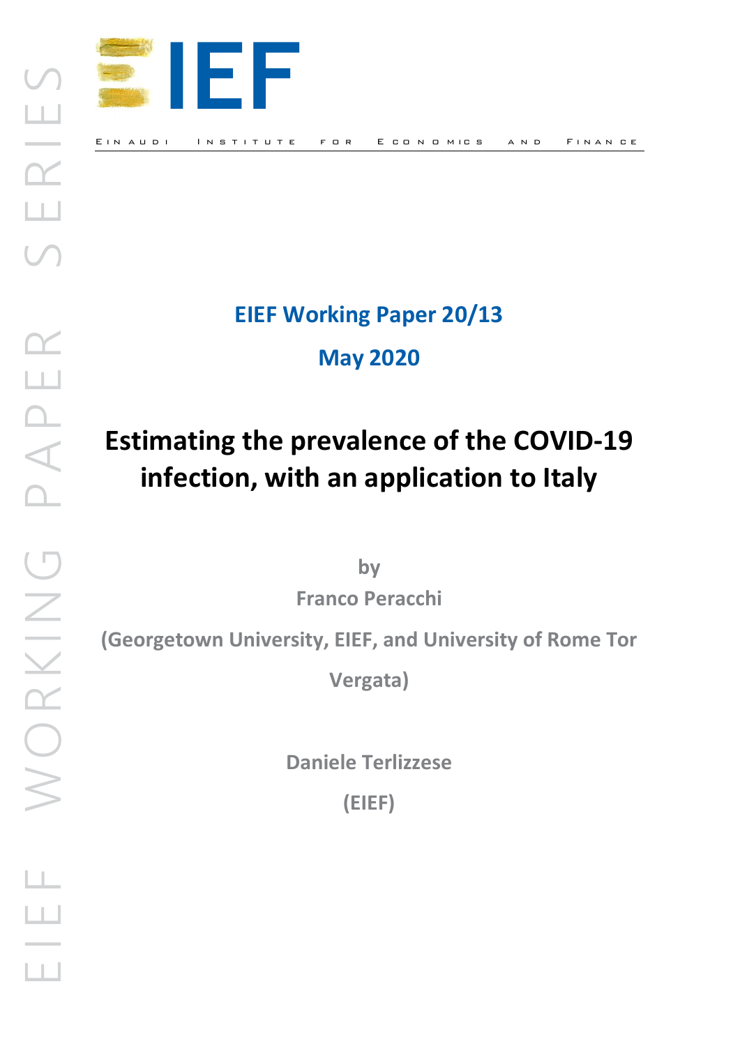EIEF WORKING PAPER SERIES

IEF

Einaudi Institute for Economics and Finance

**EIEF Working Paper 20/13**

**May 2020**

# Estimating the prevalence of the COVID-19 infection, with an application to Italy

**by**

**Franco Peracchi**

**(Georgetown University, EIEF, and University of Rome Tor Vergata)**

**Daniele Terlizzese**

**(EIEF)**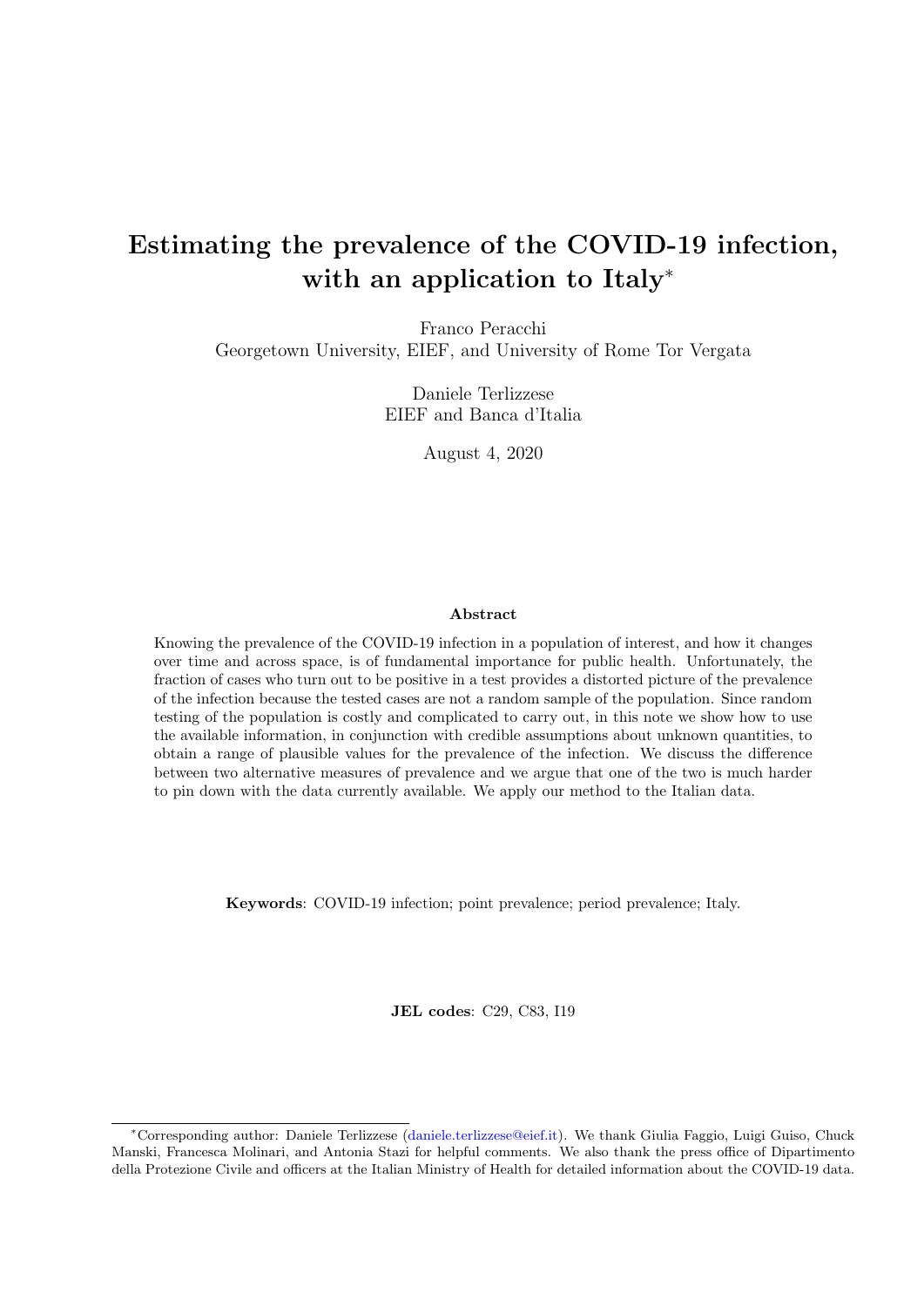# Estimating the prevalence of the COVID-19 infection, with an application to Italy*

Franco Peracchi
Georgetown University, EIEF, and University of Rome Tor Vergata

Daniele Terlizzese
EIEF and Banca d'Italia

August 4, 2020

### Abstract

Knowing the prevalence of the COVID-19 infection in a population of interest, and how it changes over time and across space, is of fundamental importance for public health. Unfortunately, the fraction of cases who turn out to be positive in a test provides a distorted picture of the prevalence of the infection because the tested cases are not a random sample of the population. Since random testing of the population is costly and complicated to carry out, in this note we show how to use the available information, in conjunction with credible assumptions about unknown quantities, to obtain a range of plausible values for the prevalence of the infection. We discuss the difference between two alternative measures of prevalence and we argue that one of the two is much harder to pin down with the data currently available. We apply our method to the Italian data.

**Keywords**: COVID-19 infection; point prevalence; period prevalence; Italy.

**JEL codes**: C29, C83, I19

---

*Corresponding author: Daniele Terlizzese (daniele.terlizzese@eief.it). We thank Giulia Faggio, Luigi Guiso, Chuck Manski, Francesca Molinari, and Antonia Stazi for helpful comments. We also thank the press office of Dipartimento della Protezione Civile and officers at the Italian Ministry of Health for detailed information about the COVID-19 data.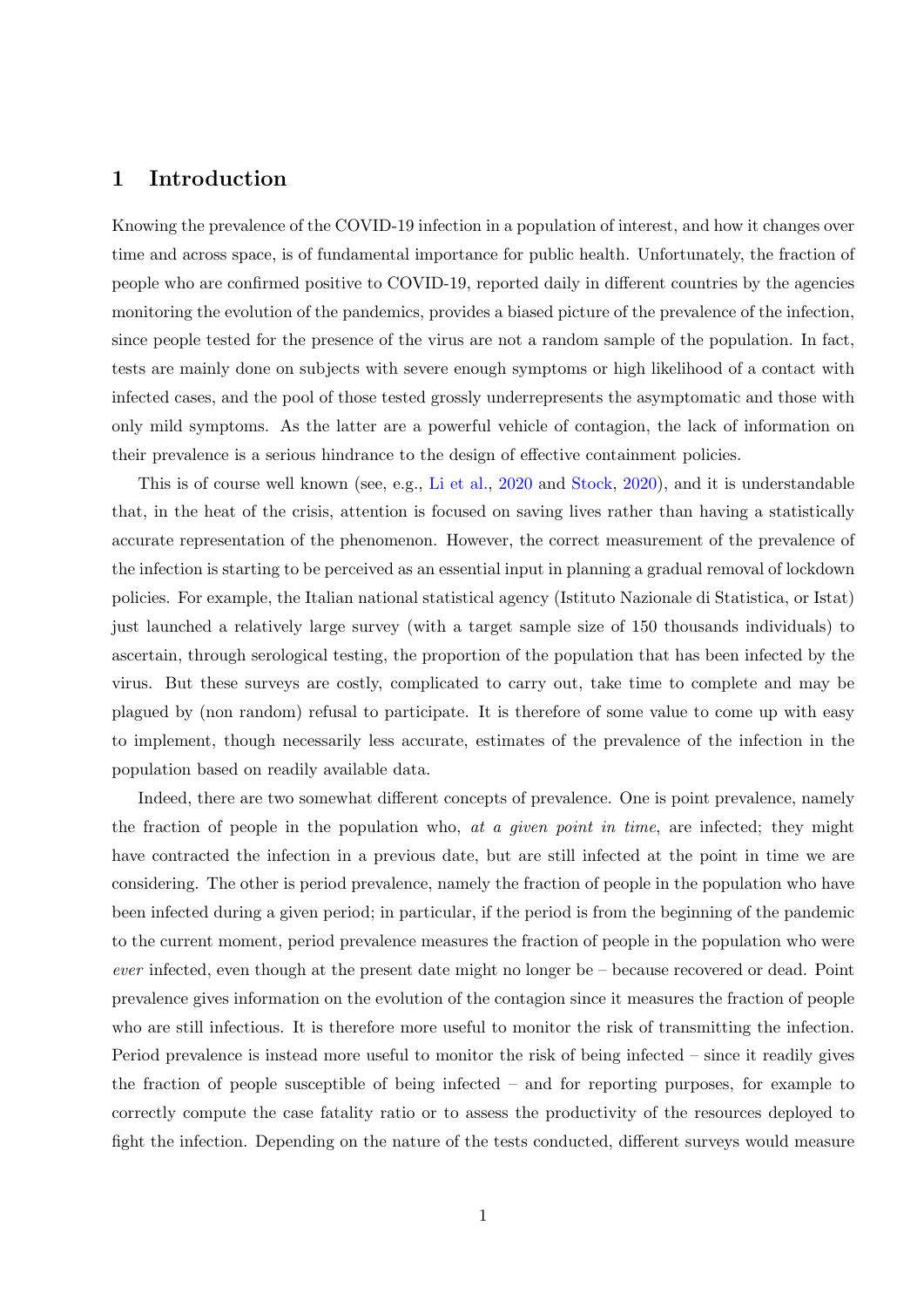# 1 Introduction

Knowing the prevalence of the COVID-19 infection in a population of interest, and how it changes over time and across space, is of fundamental importance for public health. Unfortunately, the fraction of people who are confirmed positive to COVID-19, reported daily in different countries by the agencies monitoring the evolution of the pandemics, provides a biased picture of the prevalence of the infection, since people tested for the presence of the virus are not a random sample of the population. In fact, tests are mainly done on subjects with severe enough symptoms or high likelihood of a contact with infected cases, and the pool of those tested grossly underrepresents the asymptomatic and those with only mild symptoms. As the latter are a powerful vehicle of contagion, the lack of information on their prevalence is a serious hindrance to the design of effective containment policies.

This is of course well known (see, e.g., Li et al., 2020 and Stock, 2020), and it is understandable that, in the heat of the crisis, attention is focused on saving lives rather than having a statistically accurate representation of the phenomenon. However, the correct measurement of the prevalence of the infection is starting to be perceived as an essential input in planning a gradual removal of lockdown policies. For example, the Italian national statistical agency (Istituto Nazionale di Statistica, or Istat) just launched a relatively large survey (with a target sample size of 150 thousands individuals) to ascertain, through serological testing, the proportion of the population that has been infected by the virus. But these surveys are costly, complicated to carry out, take time to complete and may be plagued by (non random) refusal to participate. It is therefore of some value to come up with easy to implement, though necessarily less accurate, estimates of the prevalence of the infection in the population based on readily available data.

Indeed, there are two somewhat different concepts of prevalence. One is point prevalence, namely the fraction of people in the population who, *at a given point in time*, are infected; they might have contracted the infection in a previous date, but are still infected at the point in time we are considering. The other is period prevalence, namely the fraction of people in the population who have been infected during a given period; in particular, if the period is from the beginning of the pandemic to the current moment, period prevalence measures the fraction of people in the population who were *ever* infected, even though at the present date might no longer be – because recovered or dead. Point prevalence gives information on the evolution of the contagion since it measures the fraction of people who are still infectious. It is therefore more useful to monitor the risk of transmitting the infection. Period prevalence is instead more useful to monitor the risk of being infected – since it readily gives the fraction of people susceptible of being infected – and for reporting purposes, for example to correctly compute the case fatality ratio or to assess the productivity of the resources deployed to fight the infection. Depending on the nature of the tests conducted, different surveys would measure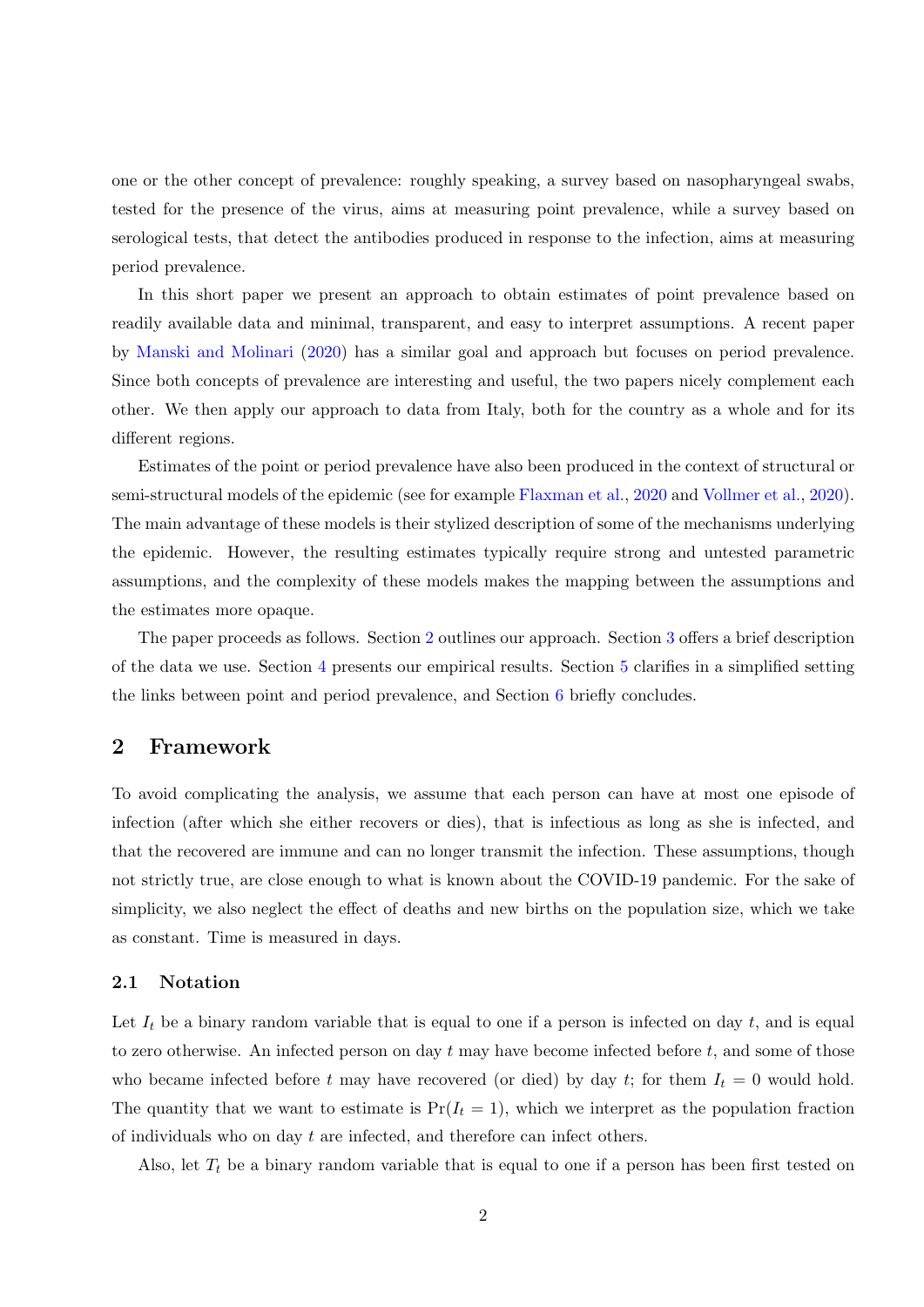one or the other concept of prevalence: roughly speaking, a survey based on nasopharyngeal swabs, tested for the presence of the virus, aims at measuring point prevalence, while a survey based on serological tests, that detect the antibodies produced in response to the infection, aims at measuring period prevalence.

In this short paper we present an approach to obtain estimates of point prevalence based on readily available data and minimal, transparent, and easy to interpret assumptions. A recent paper by Manski and Molinari (2020) has a similar goal and approach but focuses on period prevalence. Since both concepts of prevalence are interesting and useful, the two papers nicely complement each other. We then apply our approach to data from Italy, both for the country as a whole and for its different regions.

Estimates of the point or period prevalence have also been produced in the context of structural or semi-structural models of the epidemic (see for example Flaxman et al., 2020 and Vollmer et al., 2020). The main advantage of these models is their stylized description of some of the mechanisms underlying the epidemic. However, the resulting estimates typically require strong and untested parametric assumptions, and the complexity of these models makes the mapping between the assumptions and the estimates more opaque.

The paper proceeds as follows. Section 2 outlines our approach. Section 3 offers a brief description of the data we use. Section 4 presents our empirical results. Section 5 clarifies in a simplified setting the links between point and period prevalence, and Section 6 briefly concludes.

## 2 Framework

To avoid complicating the analysis, we assume that each person can have at most one episode of infection (after which she either recovers or dies), that is infectious as long as she is infected, and that the recovered are immune and can no longer transmit the infection. These assumptions, though not strictly true, are close enough to what is known about the COVID-19 pandemic. For the sake of simplicity, we also neglect the effect of deaths and new births on the population size, which we take as constant. Time is measured in days.

### 2.1 Notation

Let $I_t$ be a binary random variable that is equal to one if a person is infected on day $t$, and is equal to zero otherwise. An infected person on day $t$ may have become infected before $t$, and some of those who became infected before $t$ may have recovered (or died) by day $t$; for them $I_t = 0$ would hold. The quantity that we want to estimate is $\Pr(I_t = 1)$, which we interpret as the population fraction of individuals who on day $t$ are infected, and therefore can infect others.

Also, let $T_t$ be a binary random variable that is equal to one if a person has been first tested on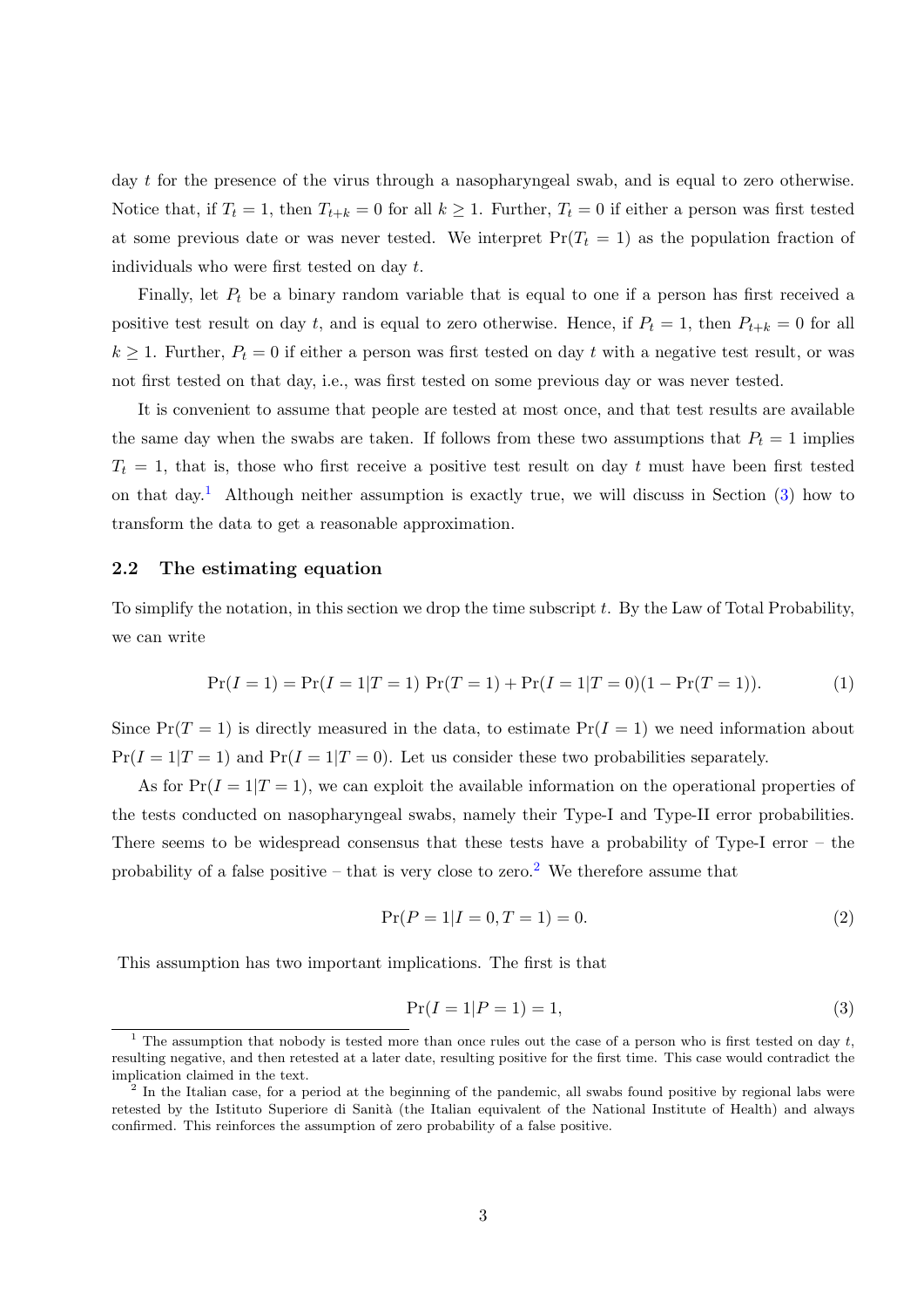day $t$ for the presence of the virus through a nasopharyngeal swab, and is equal to zero otherwise. Notice that, if $T_t = 1$, then $T_{t+k} = 0$ for all $k \geq 1$. Further, $T_t = 0$ if either a person was first tested at some previous date or was never tested. We interpret $\Pr(T_t = 1)$ as the population fraction of individuals who were first tested on day $t$.

Finally, let $P_t$ be a binary random variable that is equal to one if a person has first received a positive test result on day $t$, and is equal to zero otherwise. Hence, if $P_t = 1$, then $P_{t+k} = 0$ for all $k \geq 1$. Further, $P_t = 0$ if either a person was first tested on day $t$ with a negative test result, or was not first tested on that day, i.e., was first tested on some previous day or was never tested.

It is convenient to assume that people are tested at most once, and that test results are available the same day when the swabs are taken. If follows from these two assumptions that $P_t = 1$ implies $T_t = 1$, that is, those who first receive a positive test result on day $t$ must have been first tested on that day.[1] Although neither assumption is exactly true, we will discuss in Section (3) how to transform the data to get a reasonable approximation.

## 2.2 The estimating equation

To simplify the notation, in this section we drop the time subscript $t$. By the Law of Total Probability, we can write

$$\Pr(I = 1) = \Pr(I = 1|T = 1)\ \Pr(T = 1) + \Pr(I = 1|T = 0)(1 - \Pr(T = 1)). \tag{1}$$

Since $\Pr(T = 1)$ is directly measured in the data, to estimate $\Pr(I = 1)$ we need information about $\Pr(I = 1|T = 1)$ and $\Pr(I = 1|T = 0)$. Let us consider these two probabilities separately.

As for $\Pr(I = 1|T = 1)$, we can exploit the available information on the operational properties of the tests conducted on nasopharyngeal swabs, namely their Type-I and Type-II error probabilities. There seems to be widespread consensus that these tests have a probability of Type-I error – the probability of a false positive – that is very close to zero.[2] We therefore assume that

$$\Pr(P = 1|I = 0, T = 1) = 0. \tag{2}$$

This assumption has two important implications. The first is that

$$\Pr(I = 1|P = 1) = 1, \tag{3}$$

---

[1] The assumption that nobody is tested more than once rules out the case of a person who is first tested on day $t$, resulting negative, and then retested at a later date, resulting positive for the first time. This case would contradict the implication claimed in the text.

[2] In the Italian case, for a period at the beginning of the pandemic, all swabs found positive by regional labs were retested by the Istituto Superiore di Sanità (the Italian equivalent of the National Institute of Health) and always confirmed. This reinforces the assumption of zero probability of a false positive.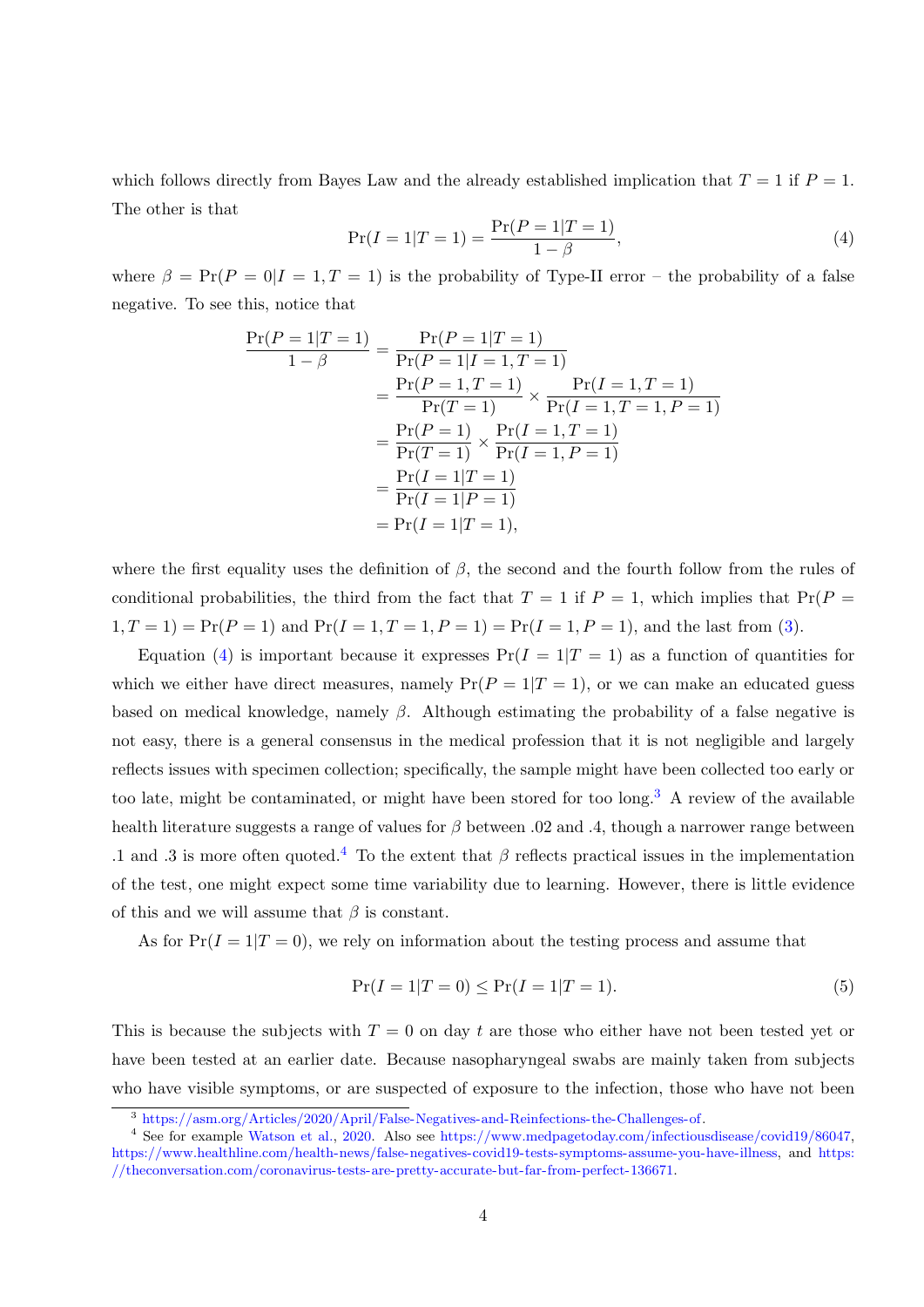which follows directly from Bayes Law and the already established implication that $T = 1$ if $P = 1$. The other is that

$$\Pr(I = 1|T = 1) = \frac{\Pr(P = 1|T = 1)}{1 - \beta}, \tag{4}$$

where $\beta = \Pr(P = 0|I = 1, T = 1)$ is the probability of Type-II error – the probability of a false negative. To see this, notice that

$$\begin{aligned}
\frac{\Pr(P = 1|T = 1)}{1 - \beta} &= \frac{\Pr(P = 1|T = 1)}{\Pr(P = 1|I = 1, T = 1)} \\
&= \frac{\Pr(P = 1, T = 1)}{\Pr(T = 1)} \times \frac{\Pr(I = 1, T = 1)}{\Pr(I = 1, T = 1, P = 1)} \\
&= \frac{\Pr(P = 1)}{\Pr(T = 1)} \times \frac{\Pr(I = 1, T = 1)}{\Pr(I = 1, P = 1)} \\
&= \frac{\Pr(I = 1|T = 1)}{\Pr(I = 1|P = 1)} \\
&= \Pr(I = 1|T = 1),
\end{aligned}$$

where the first equality uses the definition of $\beta$, the second and the fourth follow from the rules of conditional probabilities, the third from the fact that $T = 1$ if $P = 1$, which implies that $\Pr(P = 1, T = 1) = \Pr(P = 1)$ and $\Pr(I = 1, T = 1, P = 1) = \Pr(I = 1, P = 1)$, and the last from (3).

Equation (4) is important because it expresses $\Pr(I = 1|T = 1)$ as a function of quantities for which we either have direct measures, namely $\Pr(P = 1|T = 1)$, or we can make an educated guess based on medical knowledge, namely $\beta$. Although estimating the probability of a false negative is not easy, there is a general consensus in the medical profession that it is not negligible and largely reflects issues with specimen collection; specifically, the sample might have been collected too early or too late, might be contaminated, or might have been stored for too long.[3] A review of the available health literature suggests a range of values for $\beta$ between .02 and .4, though a narrower range between .1 and .3 is more often quoted.[4] To the extent that $\beta$ reflects practical issues in the implementation of the test, one might expect some time variability due to learning. However, there is little evidence of this and we will assume that $\beta$ is constant.

As for $\Pr(I = 1|T = 0)$, we rely on information about the testing process and assume that

$$\Pr(I = 1|T = 0) \leq \Pr(I = 1|T = 1). \tag{5}$$

This is because the subjects with $T = 0$ on day $t$ are those who either have not been tested yet or have been tested at an earlier date. Because nasopharyngeal swabs are mainly taken from subjects who have visible symptoms, or are suspected of exposure to the infection, those who have not been

[3] https://asm.org/Articles/2020/April/False-Negatives-and-Reinfections-the-Challenges-of.

[4] See for example Watson et al., 2020. Also see https://www.medpagetoday.com/infectiousdisease/covid19/86047, https://www.healthline.com/health-news/false-negatives-covid19-tests-symptoms-assume-you-have-illness, and https://theconversation.com/coronavirus-tests-are-pretty-accurate-but-far-from-perfect-136671.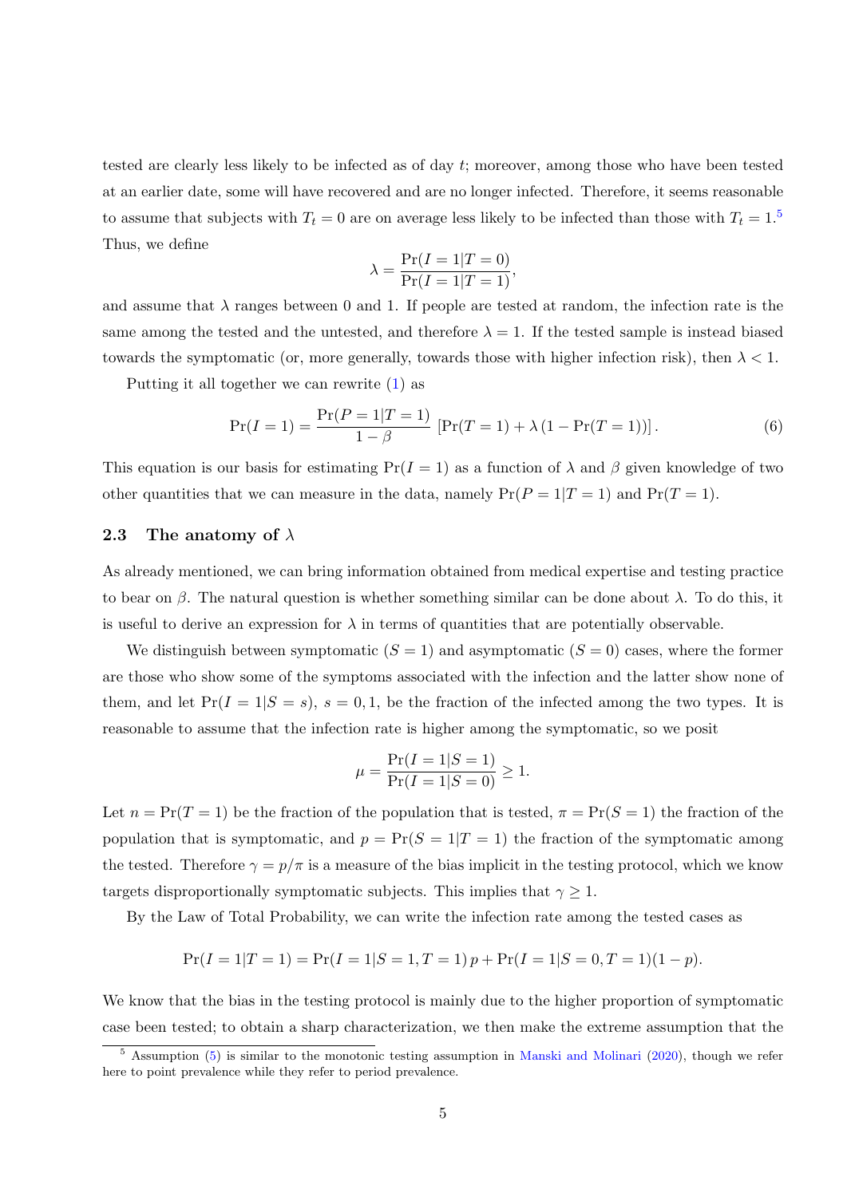tested are clearly less likely to be infected as of day $t$; moreover, among those who have been tested at an earlier date, some will have recovered and are no longer infected. Therefore, it seems reasonable to assume that subjects with $T_t = 0$ are on average less likely to be infected than those with $T_t = 1$.[5] Thus, we define

$$\lambda = \frac{\Pr(I = 1|T = 0)}{\Pr(I = 1|T = 1)},$$

and assume that $\lambda$ ranges between 0 and 1. If people are tested at random, the infection rate is the same among the tested and the untested, and therefore $\lambda = 1$. If the tested sample is instead biased towards the symptomatic (or, more generally, towards those with higher infection risk), then $\lambda < 1$.

Putting it all together we can rewrite (1) as

$$\Pr(I = 1) = \frac{\Pr(P = 1|T = 1)}{1 - \beta} \left[\Pr(T = 1) + \lambda \left(1 - \Pr(T = 1)\right)\right]. \tag{6}$$

This equation is our basis for estimating $\Pr(I = 1)$ as a function of $\lambda$ and $\beta$ given knowledge of two other quantities that we can measure in the data, namely $\Pr(P = 1|T = 1)$ and $\Pr(T = 1)$.

### 2.3 The anatomy of $\lambda$

As already mentioned, we can bring information obtained from medical expertise and testing practice to bear on $\beta$. The natural question is whether something similar can be done about $\lambda$. To do this, it is useful to derive an expression for $\lambda$ in terms of quantities that are potentially observable.

We distinguish between symptomatic ($S = 1$) and asymptomatic ($S = 0$) cases, where the former are those who show some of the symptoms associated with the infection and the latter show none of them, and let $\Pr(I = 1|S = s)$, $s = 0, 1$, be the fraction of the infected among the two types. It is reasonable to assume that the infection rate is higher among the symptomatic, so we posit

$$\mu = \frac{\Pr(I = 1|S = 1)}{\Pr(I = 1|S = 0)} \geq 1.$$

Let $n = \Pr(T = 1)$ be the fraction of the population that is tested, $\pi = \Pr(S = 1)$ the fraction of the population that is symptomatic, and $p = \Pr(S = 1|T = 1)$ the fraction of the symptomatic among the tested. Therefore $\gamma = p/\pi$ is a measure of the bias implicit in the testing protocol, which we know targets disproportionally symptomatic subjects. This implies that $\gamma \geq 1$.

By the Law of Total Probability, we can write the infection rate among the tested cases as

$$\Pr(I = 1|T = 1) = \Pr(I = 1|S = 1, T = 1)\, p + \Pr(I = 1|S = 0, T = 1)(1 - p).$$

We know that the bias in the testing protocol is mainly due to the higher proportion of symptomatic case been tested; to obtain a sharp characterization, we then make the extreme assumption that the

[5] Assumption (5) is similar to the monotonic testing assumption in Manski and Molinari (2020), though we refer here to point prevalence while they refer to period prevalence.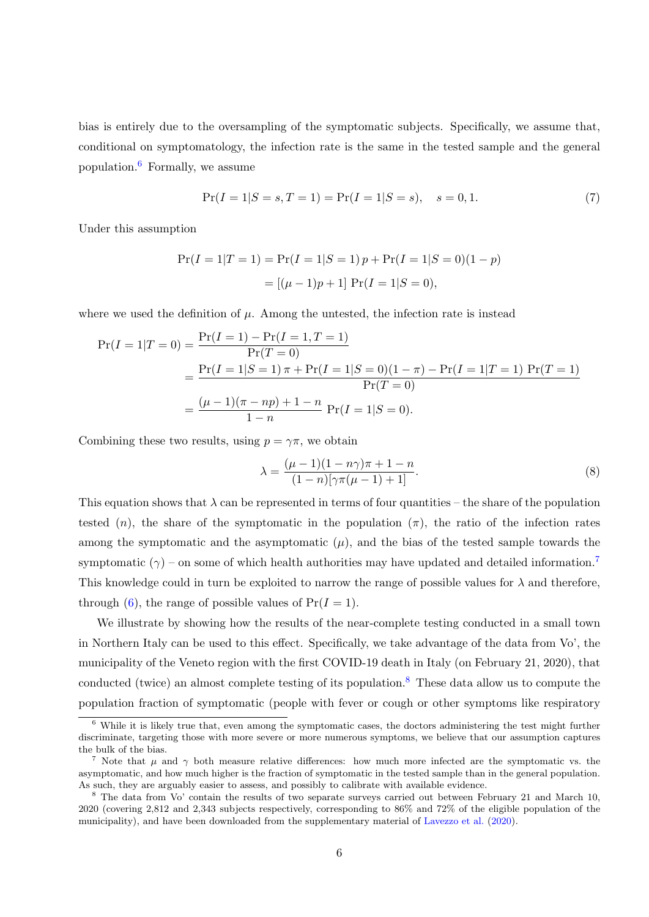bias is entirely due to the oversampling of the symptomatic subjects. Specifically, we assume that, conditional on symptomatology, the infection rate is the same in the tested sample and the general population.[6] Formally, we assume

$$\Pr(I = 1|S = s, T = 1) = \Pr(I = 1|S = s), \quad s = 0, 1. \tag{7}$$

Under this assumption

$$\begin{aligned}\Pr(I = 1|T = 1) &= \Pr(I = 1|S = 1)\, p + \Pr(I = 1|S = 0)(1 - p) \\ &= [(\mu - 1)p + 1]\, \Pr(I = 1|S = 0),\end{aligned}$$

where we used the definition of $\mu$. Among the untested, the infection rate is instead

$$\begin{aligned}\Pr(I = 1|T = 0) &= \frac{\Pr(I = 1) - \Pr(I = 1, T = 1)}{\Pr(T = 0)} \\ &= \frac{\Pr(I = 1|S = 1)\, \pi + \Pr(I = 1|S = 0)(1 - \pi) - \Pr(I = 1|T = 1)\, \Pr(T = 1)}{\Pr(T = 0)} \\ &= \frac{(\mu - 1)(\pi - np) + 1 - n}{1 - n}\, \Pr(I = 1|S = 0).\end{aligned}$$

Combining these two results, using $p = \gamma\pi$, we obtain

$$\lambda = \frac{(\mu - 1)(1 - n\gamma)\pi + 1 - n}{(1 - n)[\gamma\pi(\mu - 1) + 1]}. \tag{8}$$

This equation shows that $\lambda$ can be represented in terms of four quantities – the share of the population tested ($n$), the share of the symptomatic in the population ($\pi$), the ratio of the infection rates among the symptomatic and the asymptomatic ($\mu$), and the bias of the tested sample towards the symptomatic ($\gamma$) – on some of which health authorities may have updated and detailed information.[7] This knowledge could in turn be exploited to narrow the range of possible values for $\lambda$ and therefore, through (6), the range of possible values of $\Pr(I = 1)$.

We illustrate by showing how the results of the near-complete testing conducted in a small town in Northern Italy can be used to this effect. Specifically, we take advantage of the data from Vo', the municipality of the Veneto region with the first COVID-19 death in Italy (on February 21, 2020), that conducted (twice) an almost complete testing of its population.[8] These data allow us to compute the population fraction of symptomatic (people with fever or cough or other symptoms like respiratory

[6] While it is likely true that, even among the symptomatic cases, the doctors administering the test might further discriminate, targeting those with more severe or more numerous symptoms, we believe that our assumption captures the bulk of the bias.

[7] Note that $\mu$ and $\gamma$ both measure relative differences: how much more infected are the symptomatic vs. the asymptomatic, and how much higher is the fraction of symptomatic in the tested sample than in the general population. As such, they are arguably easier to assess, and possibly to calibrate with available evidence.

[8] The data from Vo' contain the results of two separate surveys carried out between February 21 and March 10, 2020 (covering 2,812 and 2,343 subjects respectively, corresponding to 86% and 72% of the eligible population of the municipality), and have been downloaded from the supplementary material of Lavezzo et al. (2020).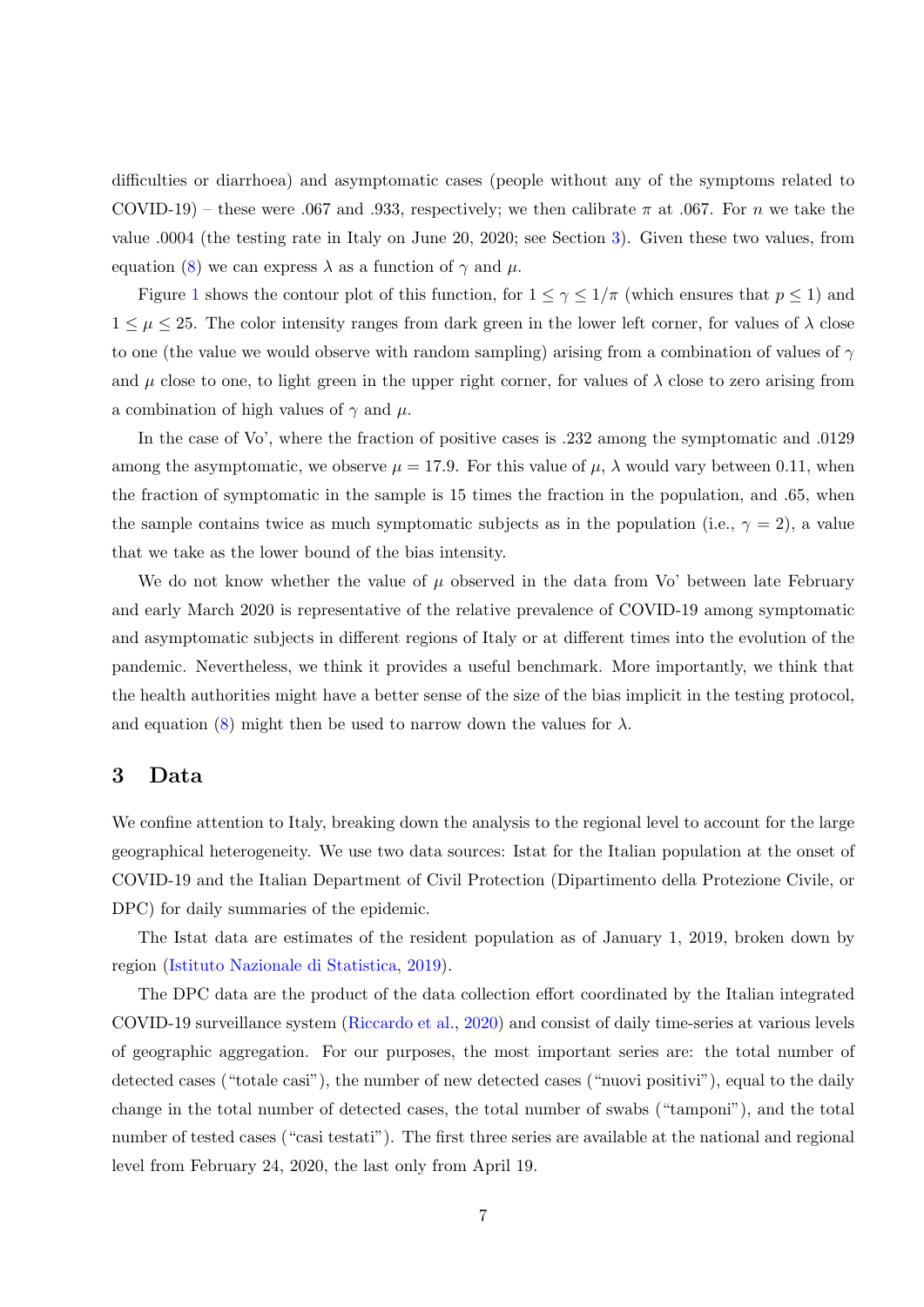difficulties or diarrhoea) and asymptomatic cases (people without any of the symptoms related to COVID-19) – these were .067 and .933, respectively; we then calibrate $\pi$ at .067. For $n$ we take the value .0004 (the testing rate in Italy on June 20, 2020; see Section 3). Given these two values, from equation (8) we can express $\lambda$ as a function of $\gamma$ and $\mu$.

Figure 1 shows the contour plot of this function, for $1 \leq \gamma \leq 1/\pi$ (which ensures that $p \leq 1$) and $1 \leq \mu \leq 25$. The color intensity ranges from dark green in the lower left corner, for values of $\lambda$ close to one (the value we would observe with random sampling) arising from a combination of values of $\gamma$ and $\mu$ close to one, to light green in the upper right corner, for values of $\lambda$ close to zero arising from a combination of high values of $\gamma$ and $\mu$.

In the case of Vo', where the fraction of positive cases is .232 among the symptomatic and .0129 among the asymptomatic, we observe $\mu = 17.9$. For this value of $\mu$, $\lambda$ would vary between 0.11, when the fraction of symptomatic in the sample is 15 times the fraction in the population, and .65, when the sample contains twice as much symptomatic subjects as in the population (i.e., $\gamma = 2$), a value that we take as the lower bound of the bias intensity.

We do not know whether the value of $\mu$ observed in the data from Vo' between late February and early March 2020 is representative of the relative prevalence of COVID-19 among symptomatic and asymptomatic subjects in different regions of Italy or at different times into the evolution of the pandemic. Nevertheless, we think it provides a useful benchmark. More importantly, we think that the health authorities might have a better sense of the size of the bias implicit in the testing protocol, and equation (8) might then be used to narrow down the values for $\lambda$.

## 3 Data

We confine attention to Italy, breaking down the analysis to the regional level to account for the large geographical heterogeneity. We use two data sources: Istat for the Italian population at the onset of COVID-19 and the Italian Department of Civil Protection (Dipartimento della Protezione Civile, or DPC) for daily summaries of the epidemic.

The Istat data are estimates of the resident population as of January 1, 2019, broken down by region (Istituto Nazionale di Statistica, 2019).

The DPC data are the product of the data collection effort coordinated by the Italian integrated COVID-19 surveillance system (Riccardo et al., 2020) and consist of daily time-series at various levels of geographic aggregation. For our purposes, the most important series are: the total number of detected cases ("totale casi"), the number of new detected cases ("nuovi positivi"), equal to the daily change in the total number of detected cases, the total number of swabs ("tamponi"), and the total number of tested cases ("casi testati"). The first three series are available at the national and regional level from February 24, 2020, the last only from April 19.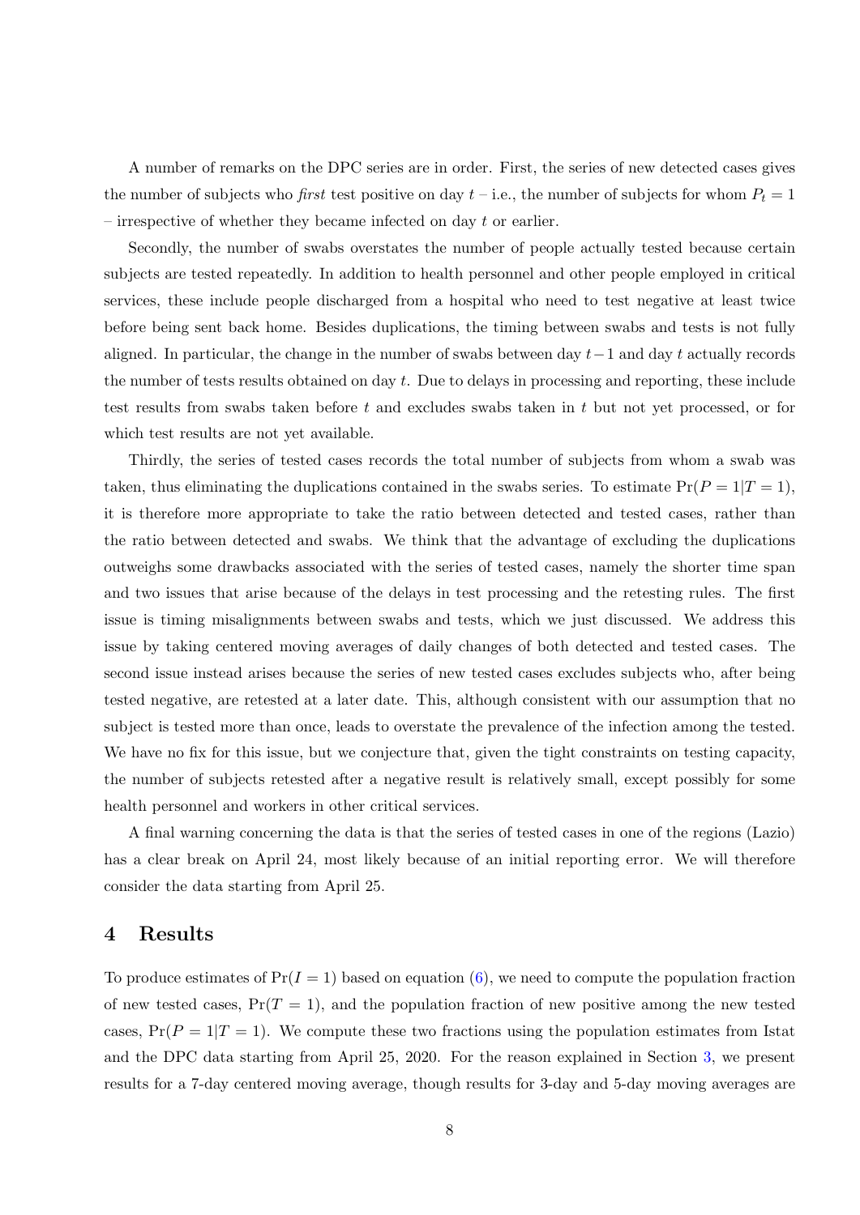A number of remarks on the DPC series are in order. First, the series of new detected cases gives the number of subjects who *first* test positive on day $t$ – i.e., the number of subjects for whom $P_t = 1$ – irrespective of whether they became infected on day $t$ or earlier.

Secondly, the number of swabs overstates the number of people actually tested because certain subjects are tested repeatedly. In addition to health personnel and other people employed in critical services, these include people discharged from a hospital who need to test negative at least twice before being sent back home. Besides duplications, the timing between swabs and tests is not fully aligned. In particular, the change in the number of swabs between day $t-1$ and day $t$ actually records the number of tests results obtained on day $t$. Due to delays in processing and reporting, these include test results from swabs taken before $t$ and excludes swabs taken in $t$ but not yet processed, or for which test results are not yet available.

Thirdly, the series of tested cases records the total number of subjects from whom a swab was taken, thus eliminating the duplications contained in the swabs series. To estimate $\Pr(P = 1|T = 1)$, it is therefore more appropriate to take the ratio between detected and tested cases, rather than the ratio between detected and swabs. We think that the advantage of excluding the duplications outweighs some drawbacks associated with the series of tested cases, namely the shorter time span and two issues that arise because of the delays in test processing and the retesting rules. The first issue is timing misalignments between swabs and tests, which we just discussed. We address this issue by taking centered moving averages of daily changes of both detected and tested cases. The second issue instead arises because the series of new tested cases excludes subjects who, after being tested negative, are retested at a later date. This, although consistent with our assumption that no subject is tested more than once, leads to overstate the prevalence of the infection among the tested. We have no fix for this issue, but we conjecture that, given the tight constraints on testing capacity, the number of subjects retested after a negative result is relatively small, except possibly for some health personnel and workers in other critical services.

A final warning concerning the data is that the series of tested cases in one of the regions (Lazio) has a clear break on April 24, most likely because of an initial reporting error. We will therefore consider the data starting from April 25.

## 4 Results

To produce estimates of $\Pr(I = 1)$ based on equation (6), we need to compute the population fraction of new tested cases, $\Pr(T = 1)$, and the population fraction of new positive among the new tested cases, $\Pr(P = 1|T = 1)$. We compute these two fractions using the population estimates from Istat and the DPC data starting from April 25, 2020. For the reason explained in Section 3, we present results for a 7-day centered moving average, though results for 3-day and 5-day moving averages are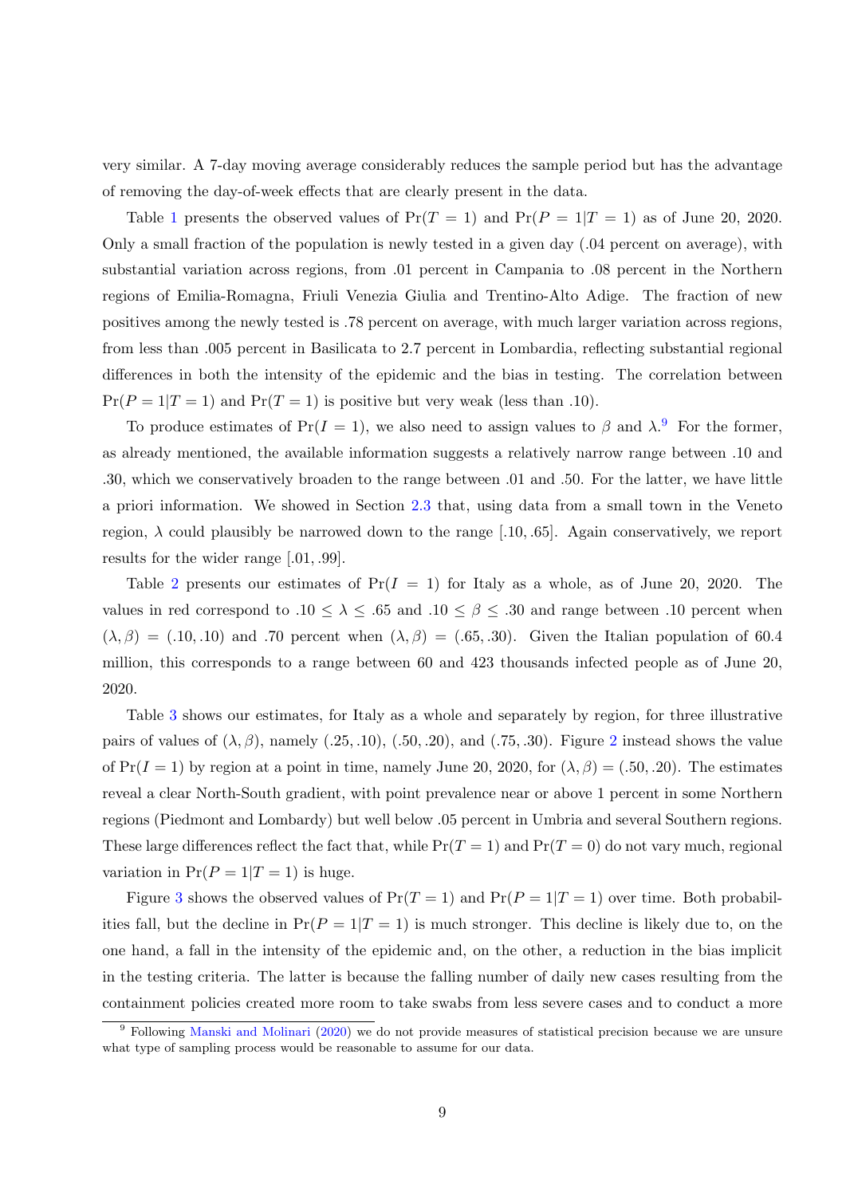very similar. A 7-day moving average considerably reduces the sample period but has the advantage of removing the day-of-week effects that are clearly present in the data.

Table 1 presents the observed values of $\Pr(T = 1)$ and $\Pr(P = 1|T = 1)$ as of June 20, 2020. Only a small fraction of the population is newly tested in a given day (.04 percent on average), with substantial variation across regions, from .01 percent in Campania to .08 percent in the Northern regions of Emilia-Romagna, Friuli Venezia Giulia and Trentino-Alto Adige. The fraction of new positives among the newly tested is .78 percent on average, with much larger variation across regions, from less than .005 percent in Basilicata to 2.7 percent in Lombardia, reflecting substantial regional differences in both the intensity of the epidemic and the bias in testing. The correlation between $\Pr(P = 1|T = 1)$ and $\Pr(T = 1)$ is positive but very weak (less than .10).

To produce estimates of $\Pr(I = 1)$, we also need to assign values to $\beta$ and $\lambda$.[9] For the former, as already mentioned, the available information suggests a relatively narrow range between .10 and .30, which we conservatively broaden to the range between .01 and .50. For the latter, we have little a priori information. We showed in Section 2.3 that, using data from a small town in the Veneto region, $\lambda$ could plausibly be narrowed down to the range [.10, .65]. Again conservatively, we report results for the wider range [.01, .99].

Table 2 presents our estimates of $\Pr(I = 1)$ for Italy as a whole, as of June 20, 2020. The values in red correspond to $.10 \leq \lambda \leq .65$ and $.10 \leq \beta \leq .30$ and range between .10 percent when $(\lambda, \beta) = (.10, .10)$ and .70 percent when $(\lambda, \beta) = (.65, .30)$. Given the Italian population of 60.4 million, this corresponds to a range between 60 and 423 thousands infected people as of June 20, 2020.

Table 3 shows our estimates, for Italy as a whole and separately by region, for three illustrative pairs of values of $(\lambda, \beta)$, namely (.25, .10), (.50, .20), and (.75, .30). Figure 2 instead shows the value of $\Pr(I = 1)$ by region at a point in time, namely June 20, 2020, for $(\lambda, \beta) = (.50, .20)$. The estimates reveal a clear North-South gradient, with point prevalence near or above 1 percent in some Northern regions (Piedmont and Lombardy) but well below .05 percent in Umbria and several Southern regions. These large differences reflect the fact that, while $\Pr(T = 1)$ and $\Pr(T = 0)$ do not vary much, regional variation in $\Pr(P = 1|T = 1)$ is huge.

Figure 3 shows the observed values of $\Pr(T = 1)$ and $\Pr(P = 1|T = 1)$ over time. Both probabilities fall, but the decline in $\Pr(P = 1|T = 1)$ is much stronger. This decline is likely due to, on the one hand, a fall in the intensity of the epidemic and, on the other, a reduction in the bias implicit in the testing criteria. The latter is because the falling number of daily new cases resulting from the containment policies created more room to take swabs from less severe cases and to conduct a more

[9] Following Manski and Molinari (2020) we do not provide measures of statistical precision because we are unsure what type of sampling process would be reasonable to assume for our data.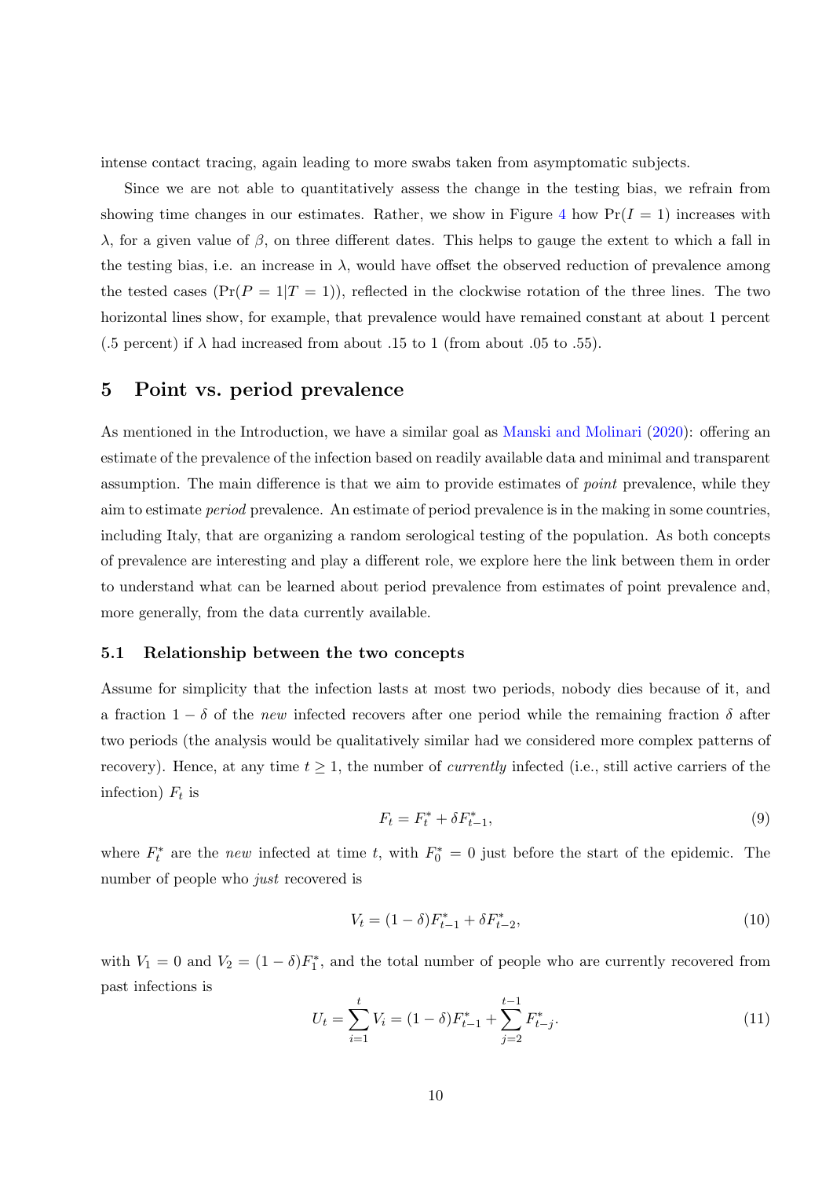intense contact tracing, again leading to more swabs taken from asymptomatic subjects.

Since we are not able to quantitatively assess the change in the testing bias, we refrain from showing time changes in our estimates. Rather, we show in Figure 4 how $\Pr(I = 1)$ increases with $\lambda$, for a given value of $\beta$, on three different dates. This helps to gauge the extent to which a fall in the testing bias, i.e. an increase in $\lambda$, would have offset the observed reduction of prevalence among the tested cases ($\Pr(P = 1|T = 1)$), reflected in the clockwise rotation of the three lines. The two horizontal lines show, for example, that prevalence would have remained constant at about 1 percent (.5 percent) if $\lambda$ had increased from about .15 to 1 (from about .05 to .55).

## 5 Point vs. period prevalence

As mentioned in the Introduction, we have a similar goal as Manski and Molinari (2020): offering an estimate of the prevalence of the infection based on readily available data and minimal and transparent assumption. The main difference is that we aim to provide estimates of *point* prevalence, while they aim to estimate *period* prevalence. An estimate of period prevalence is in the making in some countries, including Italy, that are organizing a random serological testing of the population. As both concepts of prevalence are interesting and play a different role, we explore here the link between them in order to understand what can be learned about period prevalence from estimates of point prevalence and, more generally, from the data currently available.

### 5.1 Relationship between the two concepts

Assume for simplicity that the infection lasts at most two periods, nobody dies because of it, and a fraction $1 - \delta$ of the *new* infected recovers after one period while the remaining fraction $\delta$ after two periods (the analysis would be qualitatively similar had we considered more complex patterns of recovery). Hence, at any time $t \geq 1$, the number of *currently* infected (i.e., still active carriers of the infection) $F_t$ is

$$F_t = F_t^* + \delta F_{t-1}^*, \tag{9}$$

where $F_t^*$ are the *new* infected at time $t$, with $F_0^* = 0$ just before the start of the epidemic. The number of people who *just* recovered is

$$V_t = (1 - \delta)F_{t-1}^* + \delta F_{t-2}^*, \tag{10}$$

with $V_1 = 0$ and $V_2 = (1 - \delta)F_1^*$, and the total number of people who are currently recovered from past infections is

$$U_t = \sum_{i=1}^{t} V_i = (1 - \delta)F_{t-1}^* + \sum_{j=2}^{t-1} F_{t-j}^*. \tag{11}$$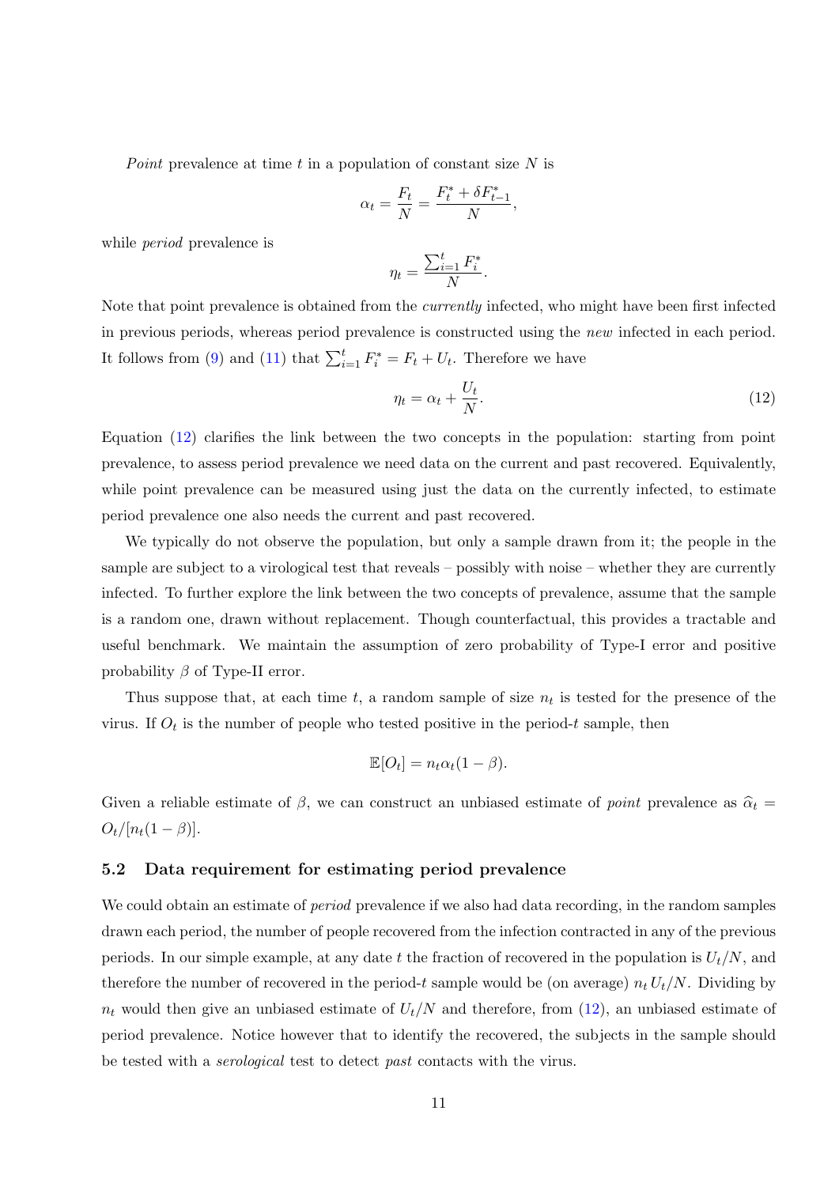*Point* prevalence at time $t$ in a population of constant size $N$ is

$$\alpha_t = \frac{F_t}{N} = \frac{F_t^* + \delta F_{t-1}^*}{N},$$

while *period* prevalence is

$$\eta_t = \frac{\sum_{i=1}^t F_i^*}{N}.$$

Note that point prevalence is obtained from the *currently* infected, who might have been first infected in previous periods, whereas period prevalence is constructed using the *new* infected in each period. It follows from (9) and (11) that $\sum_{i=1}^t F_i^* = F_t + U_t$. Therefore we have

$$\eta_t = \alpha_t + \frac{U_t}{N}. \tag{12}$$

Equation (12) clarifies the link between the two concepts in the population: starting from point prevalence, to assess period prevalence we need data on the current and past recovered. Equivalently, while point prevalence can be measured using just the data on the currently infected, to estimate period prevalence one also needs the current and past recovered.

We typically do not observe the population, but only a sample drawn from it; the people in the sample are subject to a virological test that reveals – possibly with noise – whether they are currently infected. To further explore the link between the two concepts of prevalence, assume that the sample is a random one, drawn without replacement. Though counterfactual, this provides a tractable and useful benchmark. We maintain the assumption of zero probability of Type-I error and positive probability $\beta$ of Type-II error.

Thus suppose that, at each time $t$, a random sample of size $n_t$ is tested for the presence of the virus. If $O_t$ is the number of people who tested positive in the period-$t$ sample, then

$$\mathbb{E}[O_t] = n_t \alpha_t (1 - \beta).$$

Given a reliable estimate of $\beta$, we can construct an unbiased estimate of *point* prevalence as $\widehat{\alpha}_t = O_t/[n_t(1-\beta)]$.

### 5.2 Data requirement for estimating period prevalence

We could obtain an estimate of *period* prevalence if we also had data recording, in the random samples drawn each period, the number of people recovered from the infection contracted in any of the previous periods. In our simple example, at any date $t$ the fraction of recovered in the population is $U_t/N$, and therefore the number of recovered in the period-$t$ sample would be (on average) $n_t\, U_t/N$. Dividing by $n_t$ would then give an unbiased estimate of $U_t/N$ and therefore, from (12), an unbiased estimate of period prevalence. Notice however that to identify the recovered, the subjects in the sample should be tested with a *serological* test to detect *past* contacts with the virus.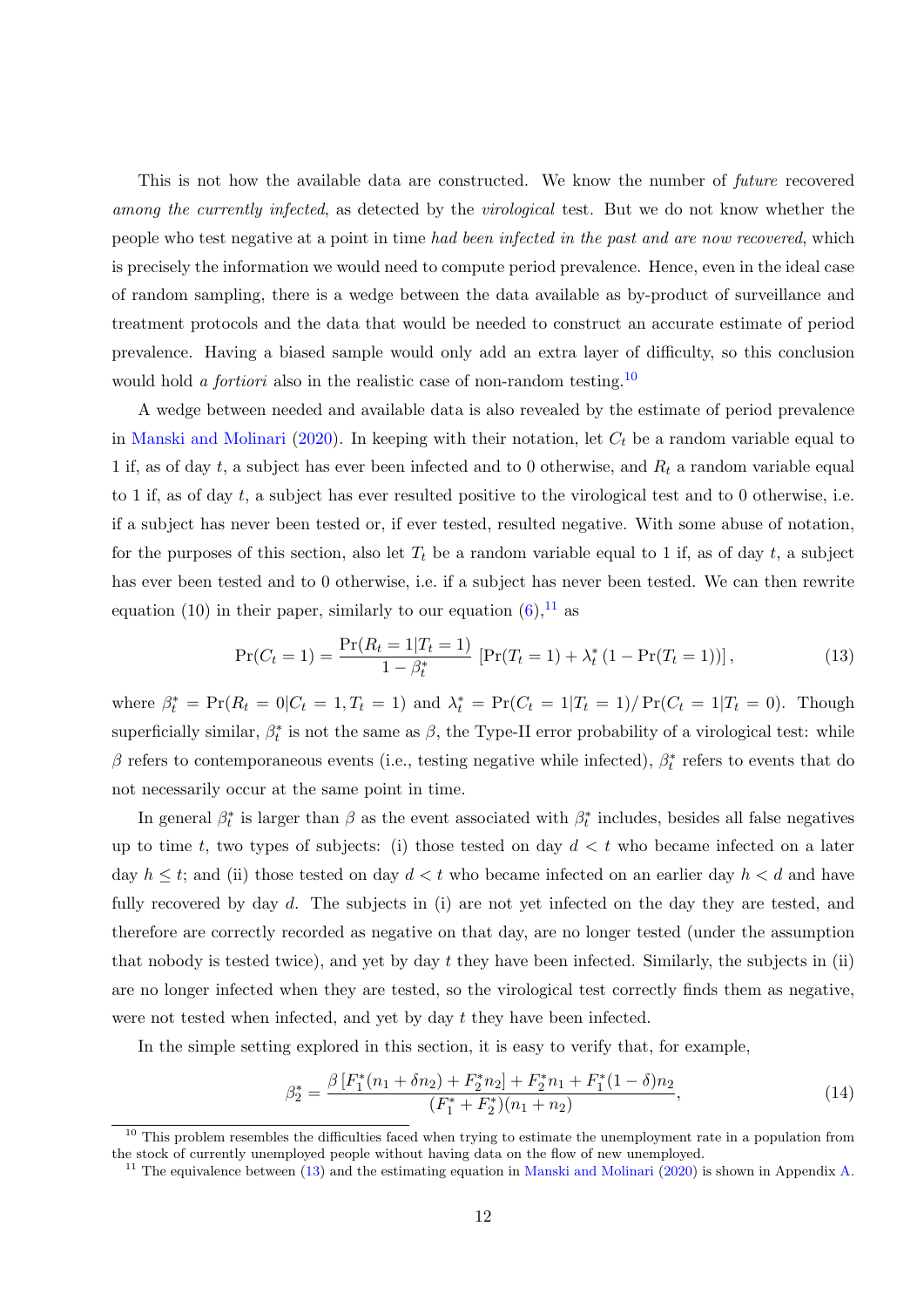This is not how the available data are constructed. We know the number of *future* recovered *among the currently infected*, as detected by the *virological* test. But we do not know whether the people who test negative at a point in time *had been infected in the past and are now recovered*, which is precisely the information we would need to compute period prevalence. Hence, even in the ideal case of random sampling, there is a wedge between the data available as by-product of surveillance and treatment protocols and the data that would be needed to construct an accurate estimate of period prevalence. Having a biased sample would only add an extra layer of difficulty, so this conclusion would hold *a fortiori* also in the realistic case of non-random testing.[10]

A wedge between needed and available data is also revealed by the estimate of period prevalence in Manski and Molinari (2020). In keeping with their notation, let $C_t$ be a random variable equal to 1 if, as of day $t$, a subject has ever been infected and to 0 otherwise, and $R_t$ a random variable equal to 1 if, as of day $t$, a subject has ever resulted positive to the virological test and to 0 otherwise, i.e. if a subject has never been tested or, if ever tested, resulted negative. With some abuse of notation, for the purposes of this section, also let $T_t$ be a random variable equal to 1 if, as of day $t$, a subject has ever been tested and to 0 otherwise, i.e. if a subject has never been tested. We can then rewrite equation (10) in their paper, similarly to our equation (6),[11] as

$$\Pr(C_t = 1) = \frac{\Pr(R_t = 1|T_t = 1)}{1 - \beta_t^*} \left[\Pr(T_t = 1) + \lambda_t^* \left(1 - \Pr(T_t = 1)\right)\right], \tag{13}$$

where $\beta_t^* = \Pr(R_t = 0|C_t = 1, T_t = 1)$ and $\lambda_t^* = \Pr(C_t = 1|T_t = 1)/\Pr(C_t = 1|T_t = 0)$. Though superficially similar, $\beta_t^*$ is not the same as $\beta$, the Type-II error probability of a virological test: while $\beta$ refers to contemporaneous events (i.e., testing negative while infected), $\beta_t^*$ refers to events that do not necessarily occur at the same point in time.

In general $\beta_t^*$ is larger than $\beta$ as the event associated with $\beta_t^*$ includes, besides all false negatives up to time $t$, two types of subjects: (i) those tested on day $d < t$ who became infected on a later day $h \leq t$; and (ii) those tested on day $d < t$ who became infected on an earlier day $h < d$ and have fully recovered by day $d$. The subjects in (i) are not yet infected on the day they are tested, and therefore are correctly recorded as negative on that day, are no longer tested (under the assumption that nobody is tested twice), and yet by day $t$ they have been infected. Similarly, the subjects in (ii) are no longer infected when they are tested, so the virological test correctly finds them as negative, were not tested when infected, and yet by day $t$ they have been infected.

In the simple setting explored in this section, it is easy to verify that, for example,

$$\beta_2^* = \frac{\beta\left[F_1^*(n_1 + \delta n_2) + F_2^* n_2\right] + F_2^* n_1 + F_1^*(1 - \delta)n_2}{(F_1^* + F_2^*)(n_1 + n_2)}, \tag{14}$$

[10] This problem resembles the difficulties faced when trying to estimate the unemployment rate in a population from the stock of currently unemployed people without having data on the flow of new unemployed.

[11] The equivalence between (13) and the estimating equation in Manski and Molinari (2020) is shown in Appendix A.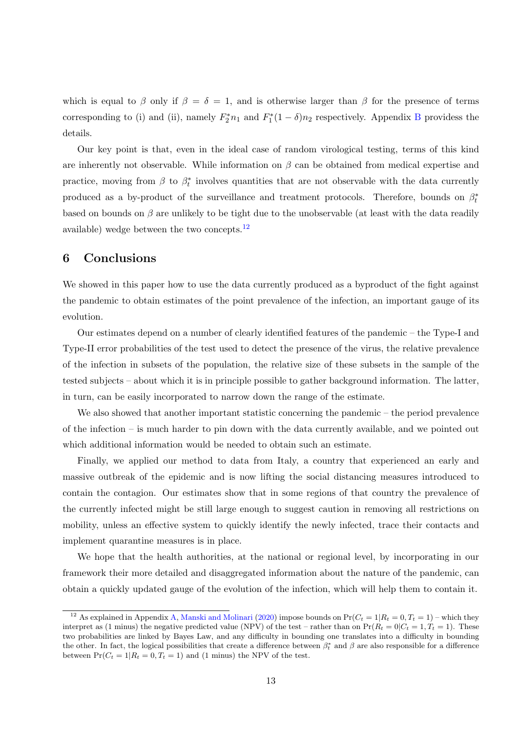which is equal to $\beta$ only if $\beta = \delta = 1$, and is otherwise larger than $\beta$ for the presence of terms corresponding to (i) and (ii), namely $F_2^* n_1$ and $F_1^*(1-\delta)n_2$ respectively. Appendix B providess the details.

Our key point is that, even in the ideal case of random virological testing, terms of this kind are inherently not observable. While information on $\beta$ can be obtained from medical expertise and practice, moving from $\beta$ to $\beta_t^*$ involves quantities that are not observable with the data currently produced as a by-product of the surveillance and treatment protocols. Therefore, bounds on $\beta_t^*$ based on bounds on $\beta$ are unlikely to be tight due to the unobservable (at least with the data readily available) wedge between the two concepts.[12]

## 6 Conclusions

We showed in this paper how to use the data currently produced as a byproduct of the fight against the pandemic to obtain estimates of the point prevalence of the infection, an important gauge of its evolution.

Our estimates depend on a number of clearly identified features of the pandemic – the Type-I and Type-II error probabilities of the test used to detect the presence of the virus, the relative prevalence of the infection in subsets of the population, the relative size of these subsets in the sample of the tested subjects – about which it is in principle possible to gather background information. The latter, in turn, can be easily incorporated to narrow down the range of the estimate.

We also showed that another important statistic concerning the pandemic – the period prevalence of the infection – is much harder to pin down with the data currently available, and we pointed out which additional information would be needed to obtain such an estimate.

Finally, we applied our method to data from Italy, a country that experienced an early and massive outbreak of the epidemic and is now lifting the social distancing measures introduced to contain the contagion. Our estimates show that in some regions of that country the prevalence of the currently infected might be still large enough to suggest caution in removing all restrictions on mobility, unless an effective system to quickly identify the newly infected, trace their contacts and implement quarantine measures is in place.

We hope that the health authorities, at the national or regional level, by incorporating in our framework their more detailed and disaggregated information about the nature of the pandemic, can obtain a quickly updated gauge of the evolution of the infection, which will help them to contain it.

[12] As explained in Appendix A, Manski and Molinari (2020) impose bounds on $\Pr(C_t = 1 | R_t = 0, T_t = 1)$ – which they interpret as (1 minus) the negative predicted value (NPV) of the test – rather than on $\Pr(R_t = 0 | C_t = 1, T_t = 1)$. These two probabilities are linked by Bayes Law, and any difficulty in bounding one translates into a difficulty in bounding the other. In fact, the logical possibilities that create a difference between $\beta_t^*$ and $\beta$ are also responsible for a difference between $\Pr(C_t = 1 | R_t = 0, T_t = 1)$ and (1 minus) the NPV of the test.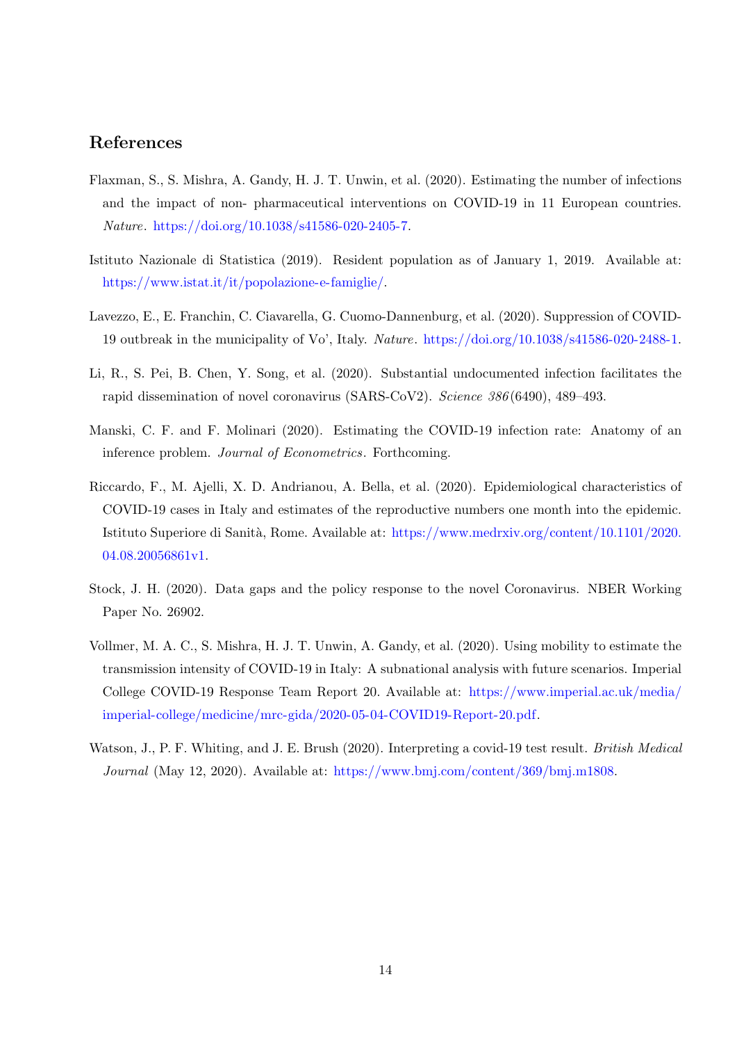## References

Flaxman, S., S. Mishra, A. Gandy, H. J. T. Unwin, et al. (2020). Estimating the number of infections and the impact of non- pharmaceutical interventions on COVID-19 in 11 European countries. *Nature*. https://doi.org/10.1038/s41586-020-2405-7.

Istituto Nazionale di Statistica (2019). Resident population as of January 1, 2019. Available at: https://www.istat.it/it/popolazione-e-famiglie/.

Lavezzo, E., E. Franchin, C. Ciavarella, G. Cuomo-Dannenburg, et al. (2020). Suppression of COVID-19 outbreak in the municipality of Vo', Italy. *Nature*. https://doi.org/10.1038/s41586-020-2488-1.

Li, R., S. Pei, B. Chen, Y. Song, et al. (2020). Substantial undocumented infection facilitates the rapid dissemination of novel coronavirus (SARS-CoV2). *Science 386*(6490), 489–493.

Manski, C. F. and F. Molinari (2020). Estimating the COVID-19 infection rate: Anatomy of an inference problem. *Journal of Econometrics*. Forthcoming.

Riccardo, F., M. Ajelli, X. D. Andrianou, A. Bella, et al. (2020). Epidemiological characteristics of COVID-19 cases in Italy and estimates of the reproductive numbers one month into the epidemic. Istituto Superiore di Sanità, Rome. Available at: https://www.medrxiv.org/content/10.1101/2020.04.08.20056861v1.

Stock, J. H. (2020). Data gaps and the policy response to the novel Coronavirus. NBER Working Paper No. 26902.

Vollmer, M. A. C., S. Mishra, H. J. T. Unwin, A. Gandy, et al. (2020). Using mobility to estimate the transmission intensity of COVID-19 in Italy: A subnational analysis with future scenarios. Imperial College COVID-19 Response Team Report 20. Available at: https://www.imperial.ac.uk/media/imperial-college/medicine/mrc-gida/2020-05-04-COVID19-Report-20.pdf.

Watson, J., P. F. Whiting, and J. E. Brush (2020). Interpreting a covid-19 test result. *British Medical Journal* (May 12, 2020). Available at: https://www.bmj.com/content/369/bmj.m1808.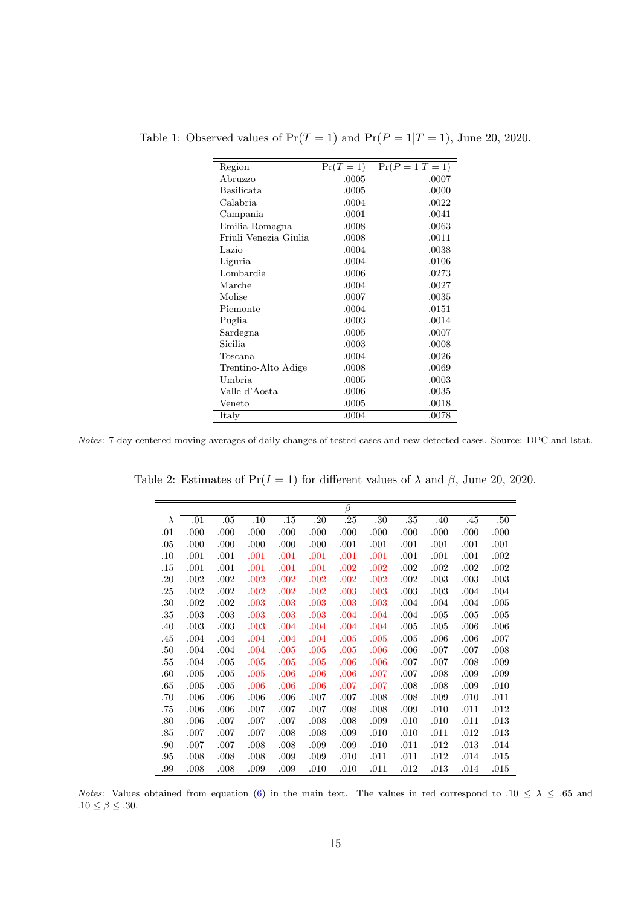Table 1: Observed values of $\Pr(T=1)$ and $\Pr(P=1|T=1)$, June 20, 2020.

| Region | $\Pr(T=1)$ | $\Pr(P=1\|T=1)$ |
|---|---|---|
| Abruzzo | .0005 | .0007 |
| Basilicata | .0005 | .0000 |
| Calabria | .0004 | .0022 |
| Campania | .0001 | .0041 |
| Emilia-Romagna | .0008 | .0063 |
| Friuli Venezia Giulia | .0008 | .0011 |
| Lazio | .0004 | .0038 |
| Liguria | .0004 | .0106 |
| Lombardia | .0006 | .0273 |
| Marche | .0004 | .0027 |
| Molise | .0007 | .0035 |
| Piemonte | .0004 | .0151 |
| Puglia | .0003 | .0014 |
| Sardegna | .0005 | .0007 |
| Sicilia | .0003 | .0008 |
| Toscana | .0004 | .0026 |
| Trentino-Alto Adige | .0008 | .0069 |
| Umbria | .0005 | .0003 |
| Valle d'Aosta | .0006 | .0035 |
| Veneto | .0005 | .0018 |
| Italy | .0004 | .0078 |

*Notes*: 7-day centered moving averages of daily changes of tested cases and new detected cases. Source: DPC and Istat.

Table 2: Estimates of $\Pr(I=1)$ for different values of $\lambda$ and $\beta$, June 20, 2020.

| | $\beta$ | | | | | | | | | | |
|---|---|---|---|---|---|---|---|---|---|---|---|
| $\lambda$ | .01 | .05 | .10 | .15 | .20 | .25 | .30 | .35 | .40 | .45 | .50 |
| .01 | .000 | .000 | .000 | .000 | .000 | .000 | .000 | .000 | .000 | .000 | .000 |
| .05 | .000 | .000 | .000 | .000 | .000 | .001 | .001 | .001 | .001 | .001 | .001 |
| .10 | .001 | .001 | .001 | .001 | .001 | .001 | .001 | .001 | .001 | .001 | .002 |
| .15 | .001 | .001 | .001 | .001 | .001 | .002 | .002 | .002 | .002 | .002 | .002 |
| .20 | .002 | .002 | .002 | .002 | .002 | .002 | .002 | .002 | .003 | .003 | .003 |
| .25 | .002 | .002 | .002 | .002 | .002 | .003 | .003 | .003 | .003 | .004 | .004 |
| .30 | .002 | .002 | .003 | .003 | .003 | .003 | .003 | .004 | .004 | .004 | .005 |
| .35 | .003 | .003 | .003 | .003 | .003 | .004 | .004 | .004 | .005 | .005 | .005 |
| .40 | .003 | .003 | .003 | .004 | .004 | .004 | .004 | .005 | .005 | .006 | .006 |
| .45 | .004 | .004 | .004 | .004 | .004 | .005 | .005 | .005 | .006 | .006 | .007 |
| .50 | .004 | .004 | .004 | .005 | .005 | .005 | .006 | .006 | .007 | .007 | .008 |
| .55 | .004 | .005 | .005 | .005 | .005 | .006 | .006 | .007 | .007 | .008 | .009 |
| .60 | .005 | .005 | .005 | .006 | .006 | .006 | .007 | .007 | .008 | .009 | .009 |
| .65 | .005 | .005 | .006 | .006 | .006 | .007 | .007 | .008 | .008 | .009 | .010 |
| .70 | .006 | .006 | .006 | .006 | .007 | .007 | .008 | .008 | .009 | .010 | .011 |
| .75 | .006 | .006 | .007 | .007 | .007 | .008 | .008 | .009 | .010 | .011 | .012 |
| .80 | .006 | .007 | .007 | .007 | .008 | .008 | .009 | .010 | .010 | .011 | .013 |
| .85 | .007 | .007 | .007 | .008 | .008 | .009 | .010 | .010 | .011 | .012 | .013 |
| .90 | .007 | .007 | .008 | .008 | .009 | .009 | .010 | .011 | .012 | .013 | .014 |
| .95 | .008 | .008 | .008 | .009 | .009 | .010 | .011 | .011 | .012 | .014 | .015 |
| .99 | .008 | .008 | .009 | .009 | .010 | .010 | .011 | .012 | .013 | .014 | .015 |

*Notes*: Values obtained from equation (6) in the main text. The values in red correspond to $.10 \leq \lambda \leq .65$ and $.10 \leq \beta \leq .30$.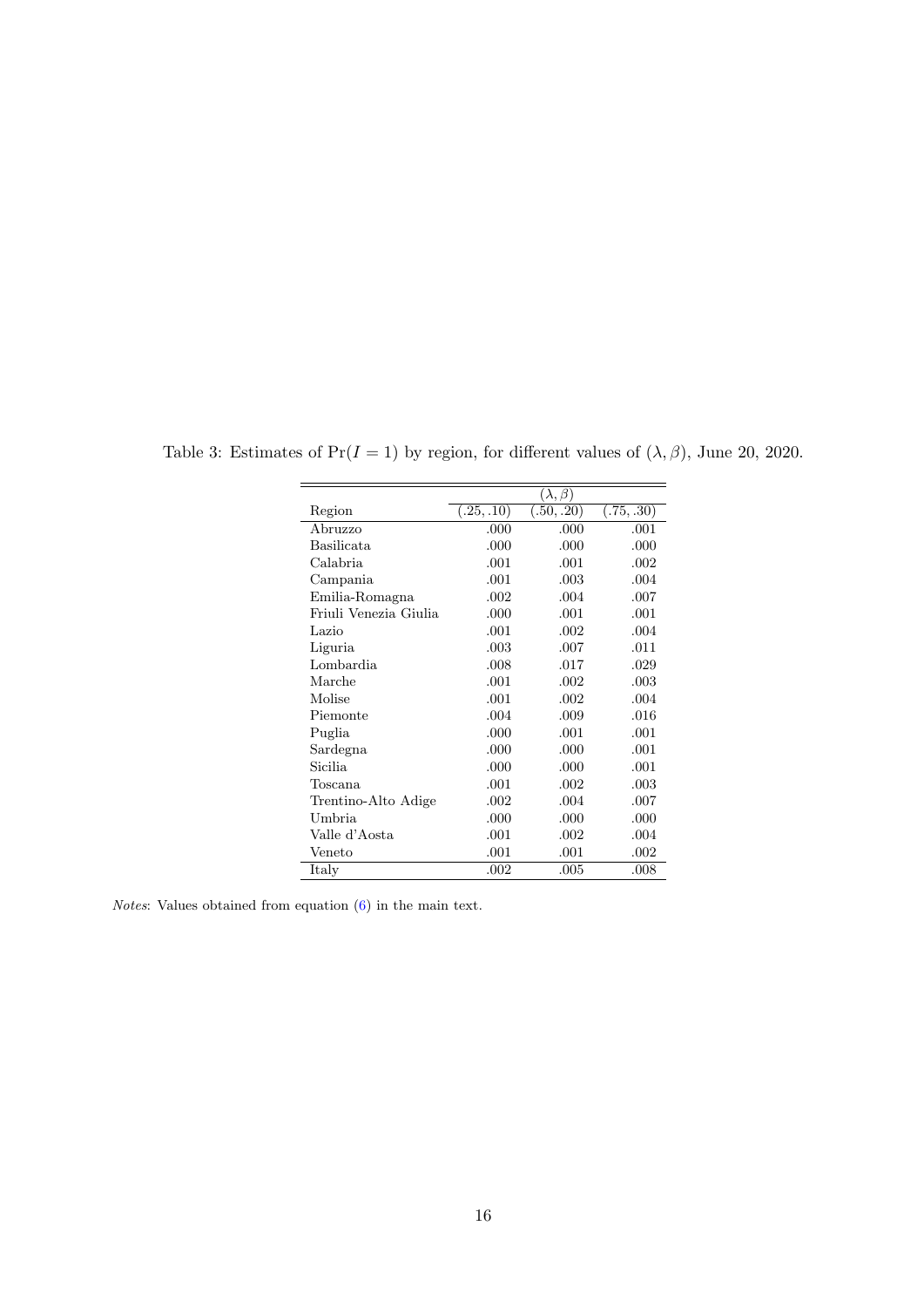Table 3: Estimates of $\Pr(I = 1)$ by region, for different values of $(\lambda, \beta)$, June 20, 2020.

| | $(\lambda, \beta)$ | | |
|---|---|---|---|
| Region | (.25, .10) | (.50, .20) | (.75, .30) |
| Abruzzo | .000 | .000 | .001 |
| Basilicata | .000 | .000 | .000 |
| Calabria | .001 | .001 | .002 |
| Campania | .001 | .003 | .004 |
| Emilia-Romagna | .002 | .004 | .007 |
| Friuli Venezia Giulia | .000 | .001 | .001 |
| Lazio | .001 | .002 | .004 |
| Liguria | .003 | .007 | .011 |
| Lombardia | .008 | .017 | .029 |
| Marche | .001 | .002 | .003 |
| Molise | .001 | .002 | .004 |
| Piemonte | .004 | .009 | .016 |
| Puglia | .000 | .001 | .001 |
| Sardegna | .000 | .000 | .001 |
| Sicilia | .000 | .000 | .001 |
| Toscana | .001 | .002 | .003 |
| Trentino-Alto Adige | .002 | .004 | .007 |
| Umbria | .000 | .000 | .000 |
| Valle d'Aosta | .001 | .002 | .004 |
| Veneto | .001 | .001 | .002 |
| Italy | .002 | .005 | .008 |

*Notes*: Values obtained from equation (6) in the main text.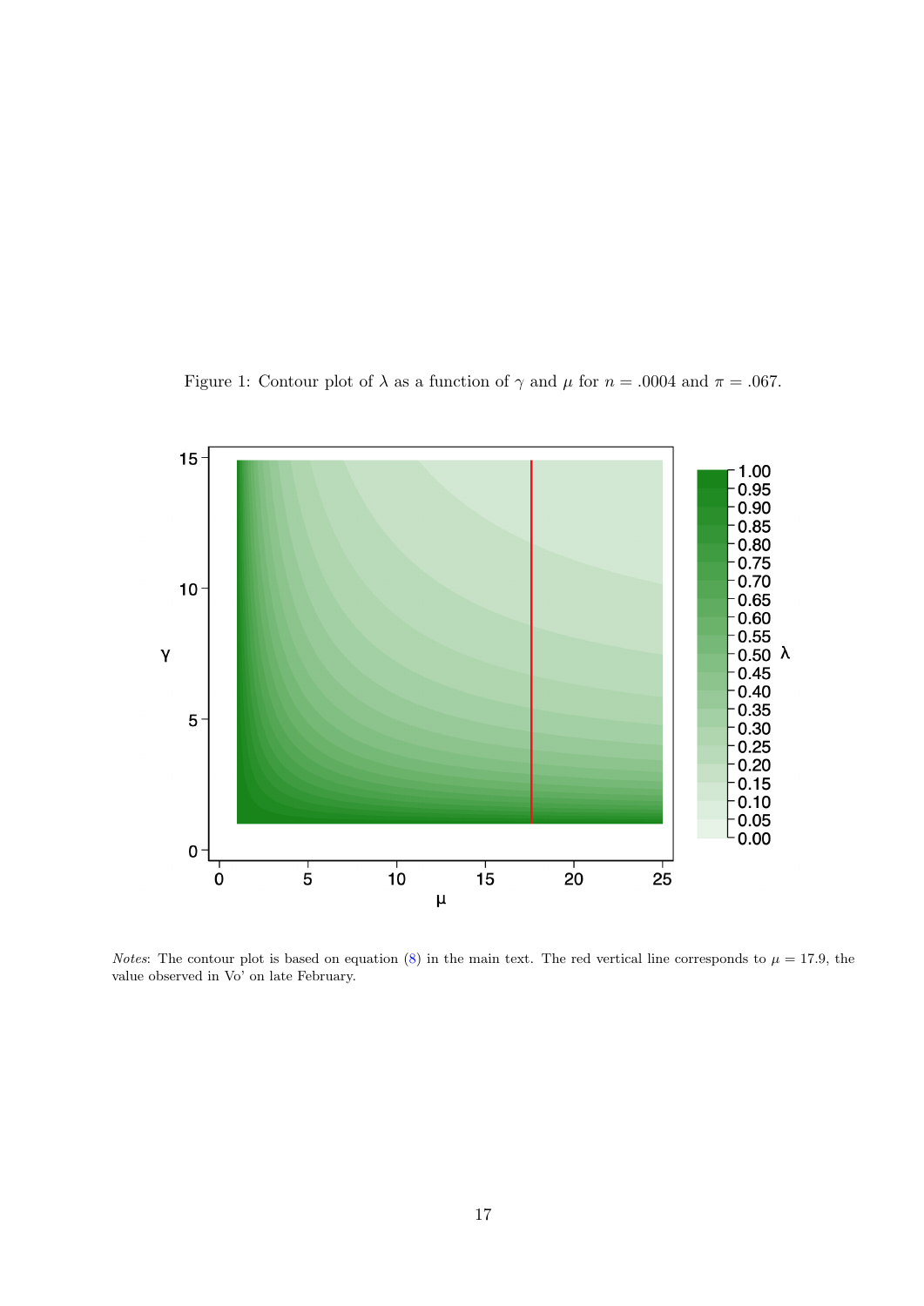Figure 1: Contour plot of $\lambda$ as a function of $\gamma$ and $\mu$ for $n = .0004$ and $\pi = .067$.

*Notes*: The contour plot is based on equation (8) in the main text. The red vertical line corresponds to $\mu = 17.9$, the value observed in Vo' on late February.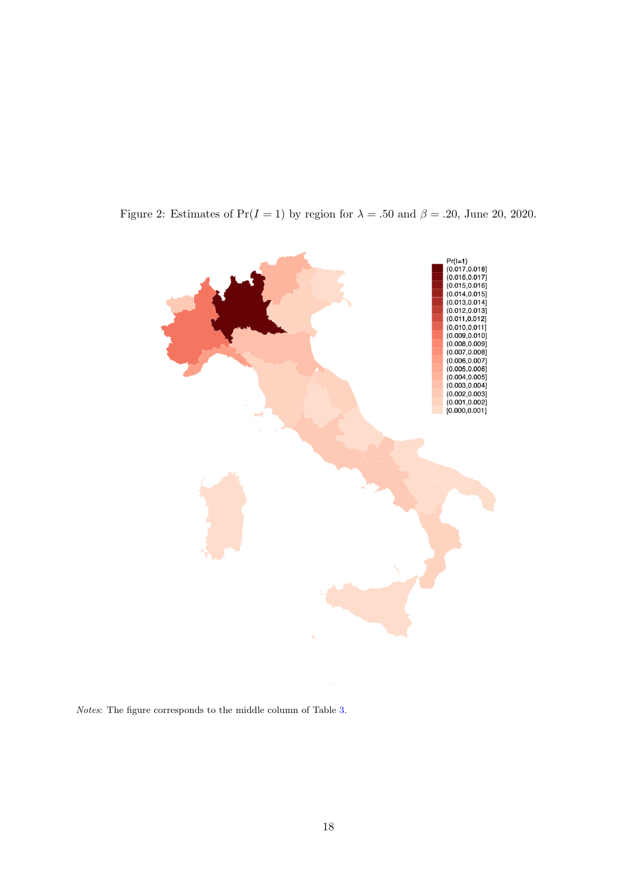Figure 2: Estimates of $\Pr(I = 1)$ by region for $\lambda = .50$ and $\beta = .20$, June 20, 2020.

*Notes*: The figure corresponds to the middle column of Table 3.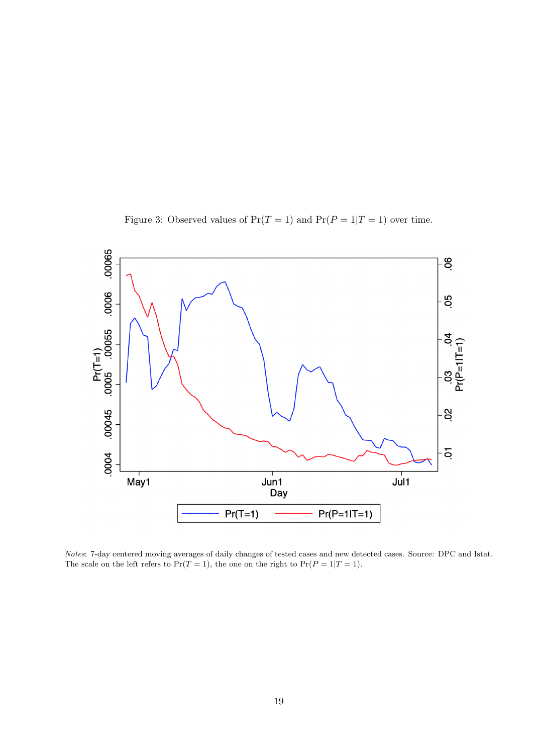Figure 3: Observed values of $\Pr(T = 1)$ and $\Pr(P = 1|T = 1)$ over time.

*Notes*: 7-day centered moving averages of daily changes of tested cases and new detected cases. Source: DPC and Istat. The scale on the left refers to $\Pr(T = 1)$, the one on the right to $\Pr(P = 1|T = 1)$.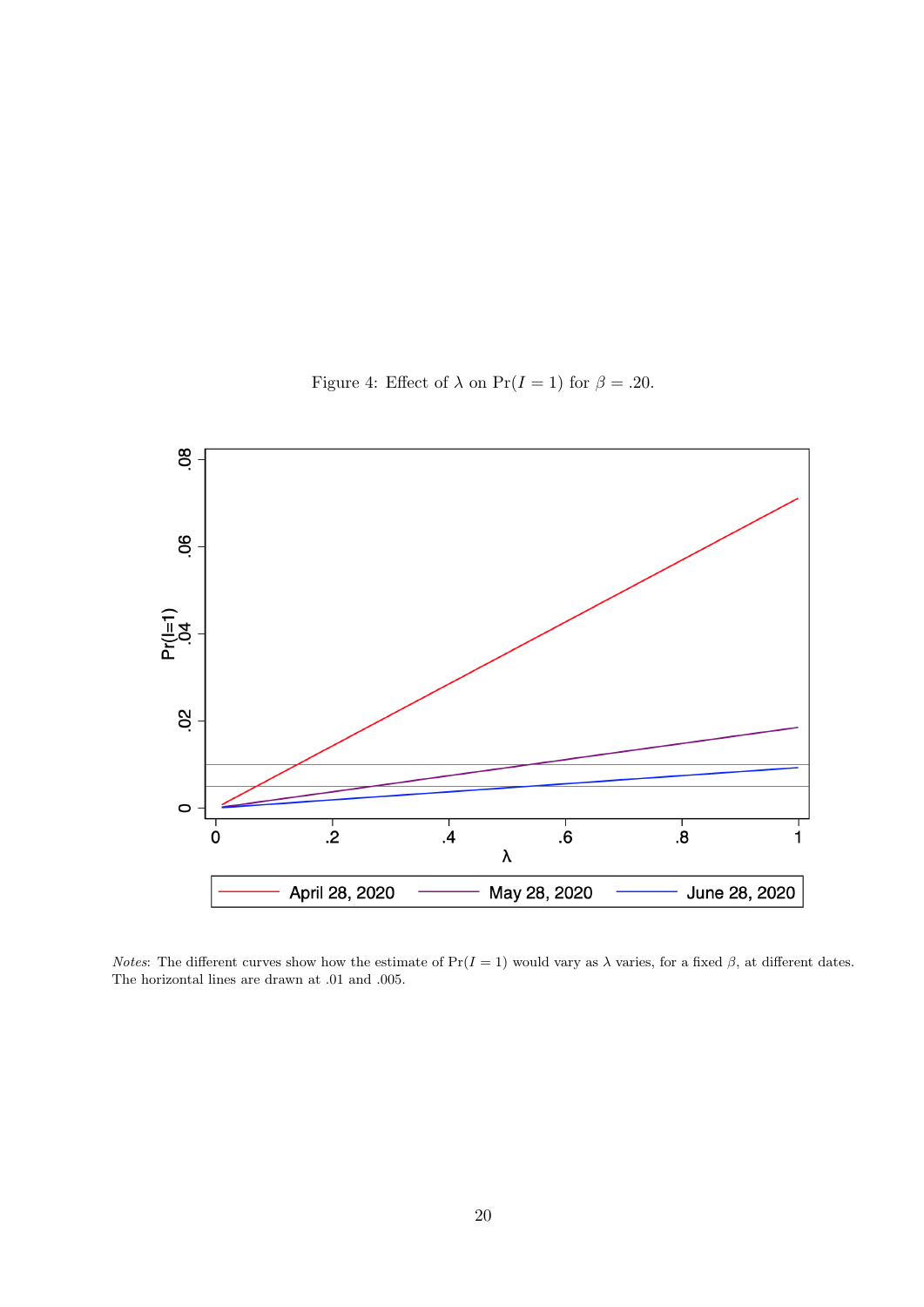Figure 4: Effect of $\lambda$ on $\Pr(I = 1)$ for $\beta = .20$.

*Notes*: The different curves show how the estimate of $\Pr(I = 1)$ would vary as $\lambda$ varies, for a fixed $\beta$, at different dates. The horizontal lines are drawn at .01 and .005.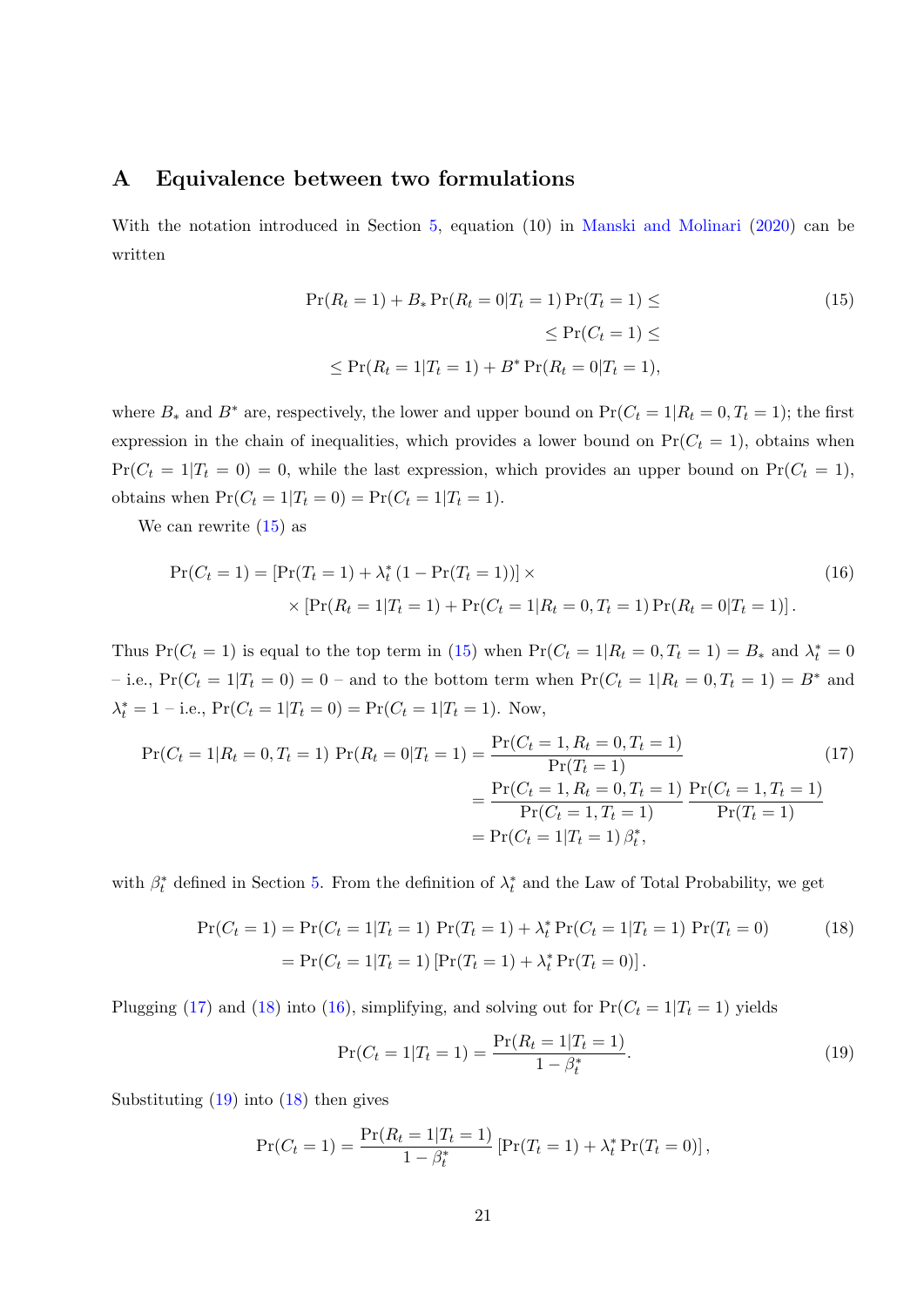# A Equivalence between two formulations

With the notation introduced in Section 5, equation (10) in Manski and Molinari (2020) can be written

$$
\begin{aligned}
\Pr(R_t = 1) + B_* \Pr(R_t = 0 | T_t = 1) \Pr(T_t = 1) \leq & \\
\leq \Pr(C_t = 1) \leq & \\
\leq \Pr(R_t = 1 | T_t = 1) + B^* \Pr(R_t = 0 | T_t = 1), &
\end{aligned}
\tag{15}
$$

where $B_*$ and $B^*$ are, respectively, the lower and upper bound on $\Pr(C_t = 1 | R_t = 0, T_t = 1)$; the first expression in the chain of inequalities, which provides a lower bound on $\Pr(C_t = 1)$, obtains when $\Pr(C_t = 1 | T_t = 0) = 0$, while the last expression, which provides an upper bound on $\Pr(C_t = 1)$, obtains when $\Pr(C_t = 1 | T_t = 0) = \Pr(C_t = 1 | T_t = 1)$.

We can rewrite (15) as

$$
\begin{aligned}
\Pr(C_t = 1) = & \left[\Pr(T_t = 1) + \lambda_t^* \left(1 - \Pr(T_t = 1)\right)\right] \times \\
& \times \left[\Pr(R_t = 1 | T_t = 1) + \Pr(C_t = 1 | R_t = 0, T_t = 1) \Pr(R_t = 0 | T_t = 1)\right].
\end{aligned}
\tag{16}
$$

Thus $\Pr(C_t = 1)$ is equal to the top term in (15) when $\Pr(C_t = 1 | R_t = 0, T_t = 1) = B_*$ and $\lambda_t^* = 0$ – i.e., $\Pr(C_t = 1 | T_t = 0) = 0$ – and to the bottom term when $\Pr(C_t = 1 | R_t = 0, T_t = 1) = B^*$ and $\lambda_t^* = 1$ – i.e., $\Pr(C_t = 1 | T_t = 0) = \Pr(C_t = 1 | T_t = 1)$. Now,

$$
\begin{aligned}
\Pr(C_t = 1 | R_t = 0, T_t = 1) \, \Pr(R_t = 0 | T_t = 1) &= \frac{\Pr(C_t = 1, R_t = 0, T_t = 1)}{\Pr(T_t = 1)} \\
&= \frac{\Pr(C_t = 1, R_t = 0, T_t = 1)}{\Pr(C_t = 1, T_t = 1)} \, \frac{\Pr(C_t = 1, T_t = 1)}{\Pr(T_t = 1)} \\
&= \Pr(C_t = 1 | T_t = 1) \, \beta_t^*,
\end{aligned}
\tag{17}
$$

with $\beta_t^*$ defined in Section 5. From the definition of $\lambda_t^*$ and the Law of Total Probability, we get

$$
\begin{aligned}
\Pr(C_t = 1) &= \Pr(C_t = 1 | T_t = 1) \, \Pr(T_t = 1) + \lambda_t^* \Pr(C_t = 1 | T_t = 1) \, \Pr(T_t = 0) \\
&= \Pr(C_t = 1 | T_t = 1) \left[\Pr(T_t = 1) + \lambda_t^* \Pr(T_t = 0)\right].
\end{aligned}
\tag{18}
$$

Plugging (17) and (18) into (16), simplifying, and solving out for $\Pr(C_t = 1 | T_t = 1)$ yields

$$
\Pr(C_t = 1 | T_t = 1) = \frac{\Pr(R_t = 1 | T_t = 1)}{1 - \beta_t^*}.
\tag{19}
$$

Substituting (19) into (18) then gives

$$
\Pr(C_t = 1) = \frac{\Pr(R_t = 1 | T_t = 1)}{1 - \beta_t^*} \left[\Pr(T_t = 1) + \lambda_t^* \Pr(T_t = 0)\right],
$$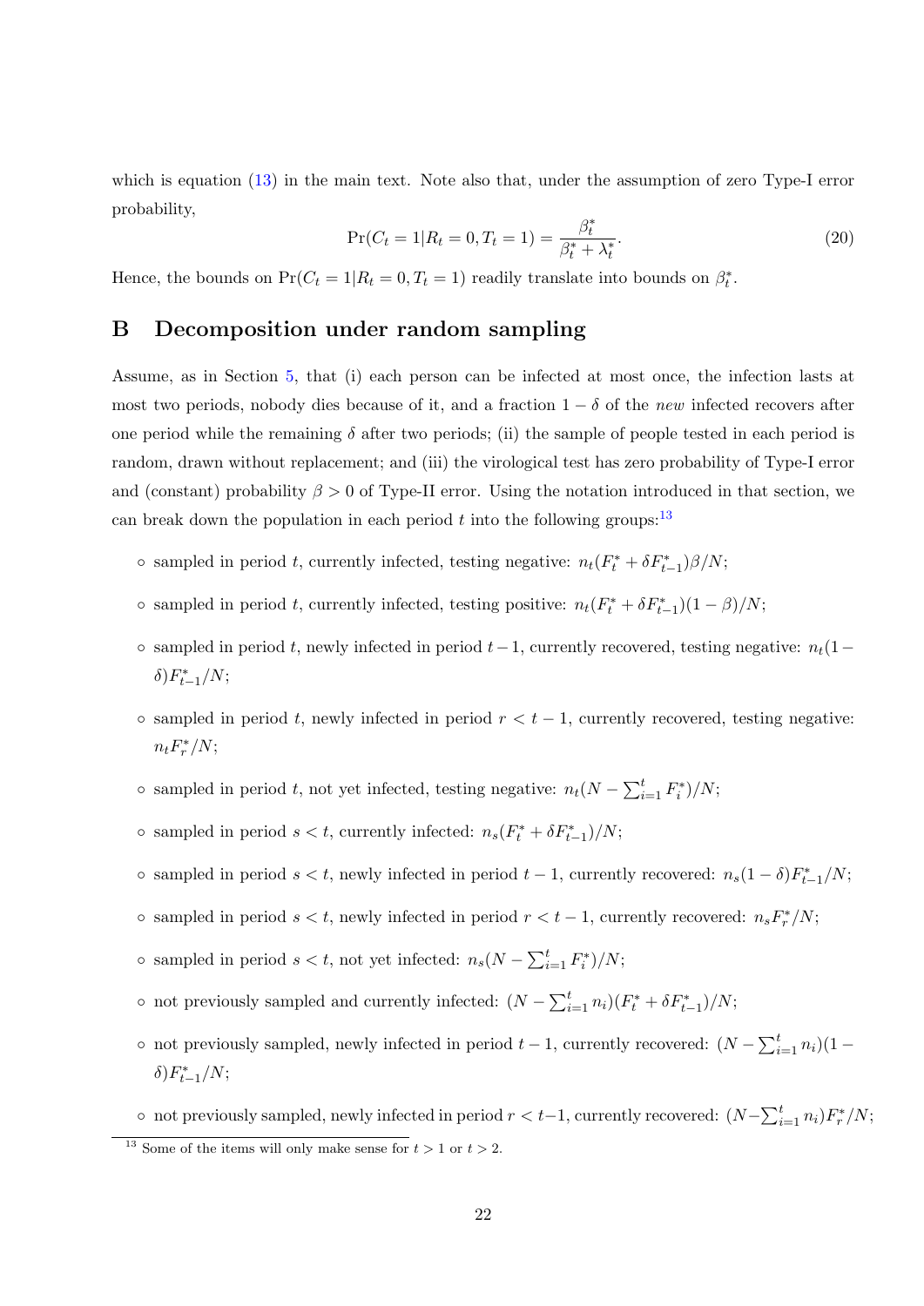which is equation (13) in the main text. Note also that, under the assumption of zero Type-I error probability,

$$\Pr(C_t = 1 | R_t = 0, T_t = 1) = \frac{\beta_t^*}{\beta_t^* + \lambda_t^*}. \tag{20}$$

Hence, the bounds on $\Pr(C_t = 1 | R_t = 0, T_t = 1)$ readily translate into bounds on $\beta_t^*$.

## B Decomposition under random sampling

Assume, as in Section 5, that (i) each person can be infected at most once, the infection lasts at most two periods, nobody dies because of it, and a fraction $1 - \delta$ of the *new* infected recovers after one period while the remaining $\delta$ after two periods; (ii) the sample of people tested in each period is random, drawn without replacement; and (iii) the virological test has zero probability of Type-I error and (constant) probability $\beta > 0$ of Type-II error. Using the notation introduced in that section, we can break down the population in each period $t$ into the following groups:[13]

- sampled in period $t$, currently infected, testing negative: $n_t(F_t^* + \delta F_{t-1}^*)\beta/N$;
- sampled in period $t$, currently infected, testing positive: $n_t(F_t^* + \delta F_{t-1}^*)(1 - \beta)/N$;
- sampled in period $t$, newly infected in period $t-1$, currently recovered, testing negative: $n_t(1 - \delta)F_{t-1}^*/N$;
- sampled in period $t$, newly infected in period $r < t - 1$, currently recovered, testing negative: $n_t F_r^*/N$;
- sampled in period $t$, not yet infected, testing negative: $n_t(N - \sum_{i=1}^t F_i^*)/N$;
- sampled in period $s < t$, currently infected: $n_s(F_t^* + \delta F_{t-1}^*)/N$;
- sampled in period $s < t$, newly infected in period $t - 1$, currently recovered: $n_s(1 - \delta)F_{t-1}^*/N$;
- sampled in period $s < t$, newly infected in period $r < t - 1$, currently recovered: $n_s F_r^*/N$;
- sampled in period $s < t$, not yet infected: $n_s(N - \sum_{i=1}^t F_i^*)/N$;
- not previously sampled and currently infected: $(N - \sum_{i=1}^t n_i)(F_t^* + \delta F_{t-1}^*)/N$;
- not previously sampled, newly infected in period $t - 1$, currently recovered: $(N - \sum_{i=1}^t n_i)(1 - \delta)F_{t-1}^*/N$;
- not previously sampled, newly infected in period $r < t-1$, currently recovered: $(N - \sum_{i=1}^t n_i)F_r^*/N$;

[13] Some of the items will only make sense for $t > 1$ or $t > 2$.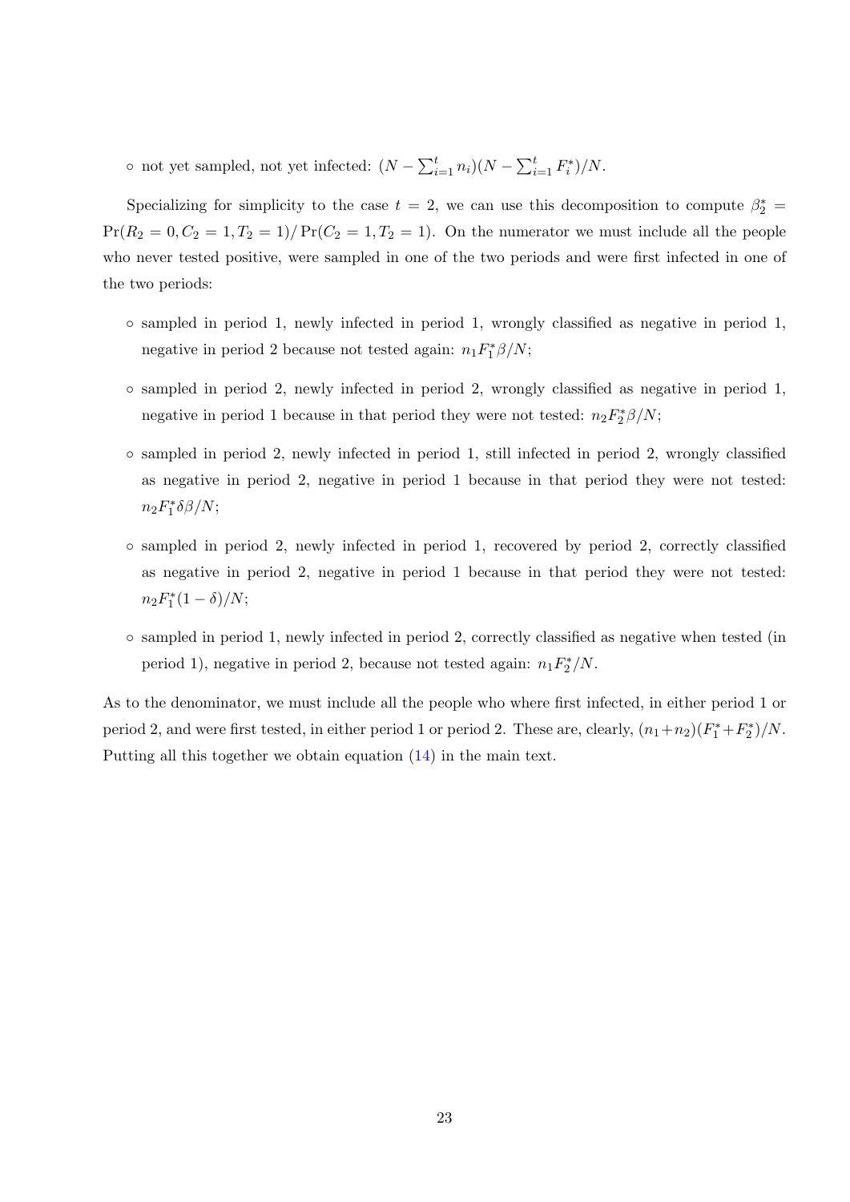- not yet sampled, not yet infected: $(N - \sum_{i=1}^{t} n_i)(N - \sum_{i=1}^{t} F_i^*)/N$.

Specializing for simplicity to the case $t = 2$, we can use this decomposition to compute $\beta_2^* = \Pr(R_2 = 0, C_2 = 1, T_2 = 1)/\Pr(C_2 = 1, T_2 = 1)$. On the numerator we must include all the people who never tested positive, were sampled in one of the two periods and were first infected in one of the two periods:

- sampled in period 1, newly infected in period 1, wrongly classified as negative in period 1, negative in period 2 because not tested again: $n_1 F_1^* \beta/N$;
- sampled in period 2, newly infected in period 2, wrongly classified as negative in period 1, negative in period 1 because in that period they were not tested: $n_2 F_2^* \beta/N$;
- sampled in period 2, newly infected in period 1, still infected in period 2, wrongly classified as negative in period 2, negative in period 1 because in that period they were not tested: $n_2 F_1^* \delta \beta/N$;
- sampled in period 2, newly infected in period 1, recovered by period 2, correctly classified as negative in period 2, negative in period 1 because in that period they were not tested: $n_2 F_1^*(1 - \delta)/N$;
- sampled in period 1, newly infected in period 2, correctly classified as negative when tested (in period 1), negative in period 2, because not tested again: $n_1 F_2^*/N$.

As to the denominator, we must include all the people who where first infected, in either period 1 or period 2, and were first tested, in either period 1 or period 2. These are, clearly, $(n_1 + n_2)(F_1^* + F_2^*)/N$. Putting all this together we obtain equation (14) in the main text.